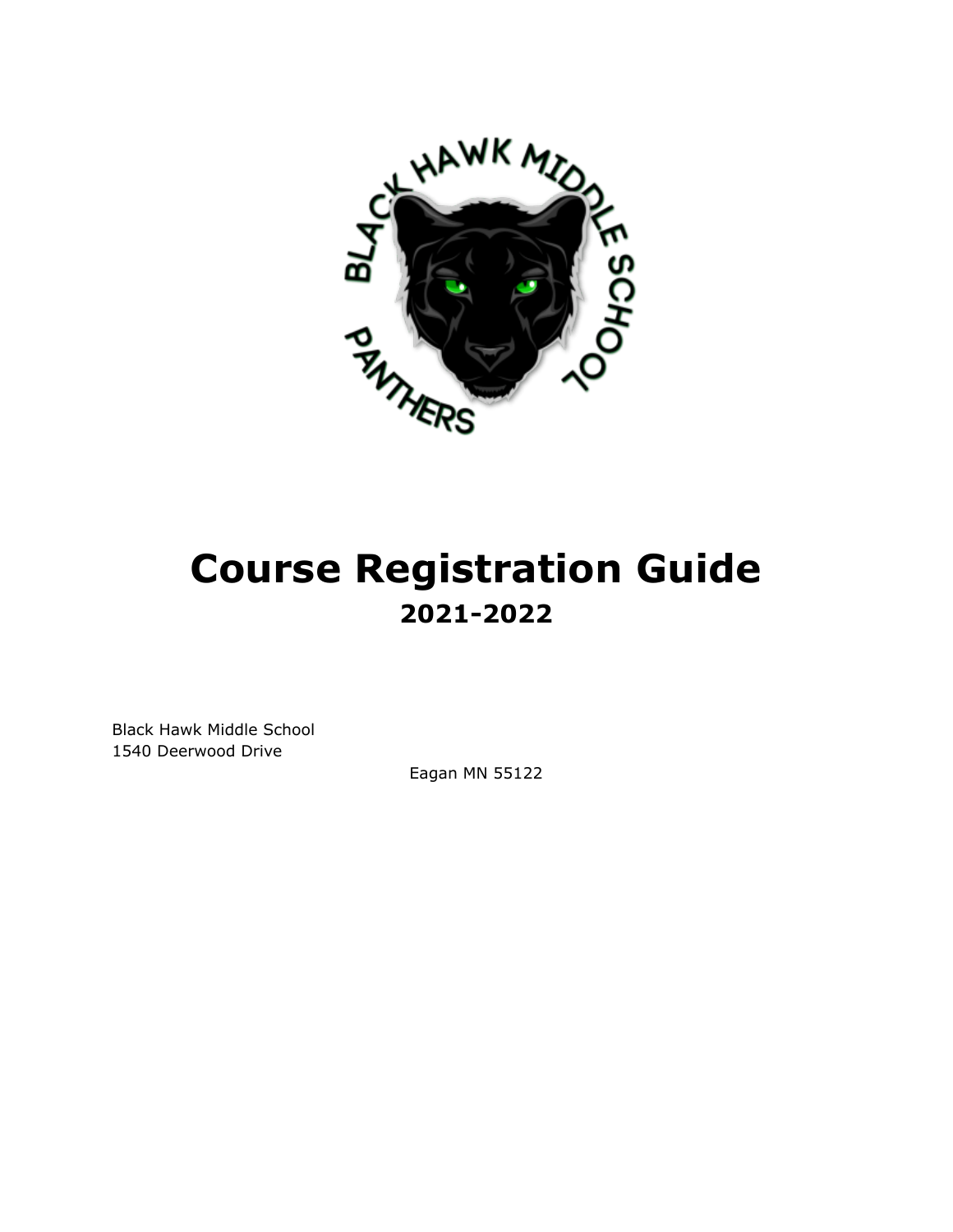# Course Registration Guide

## 2021-2022

Black Hawk Middle School
1540 Deerwood Drive
Eagan MN 55122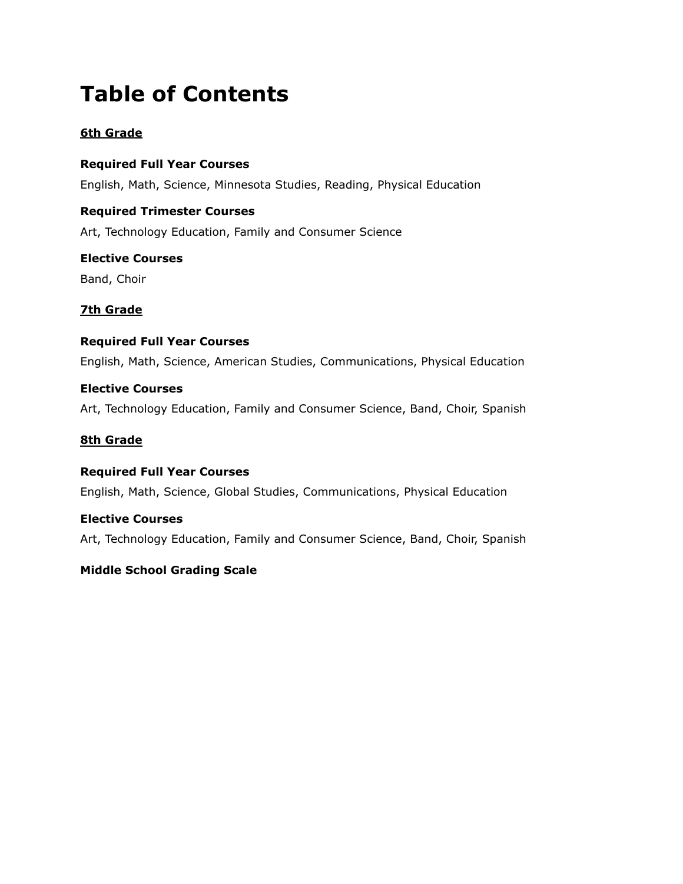# Table of Contents

<u>**6th Grade**</u>

**Required Full Year Courses**

English, Math, Science, Minnesota Studies, Reading, Physical Education

**Required Trimester Courses**

Art, Technology Education, Family and Consumer Science

**Elective Courses**

Band, Choir

<u>**7th Grade**</u>

**Required Full Year Courses**

English, Math, Science, American Studies, Communications, Physical Education

**Elective Courses**

Art, Technology Education, Family and Consumer Science, Band, Choir, Spanish

<u>**8th Grade**</u>

**Required Full Year Courses**

English, Math, Science, Global Studies, Communications, Physical Education

**Elective Courses**

Art, Technology Education, Family and Consumer Science, Band, Choir, Spanish

**Middle School Grading Scale**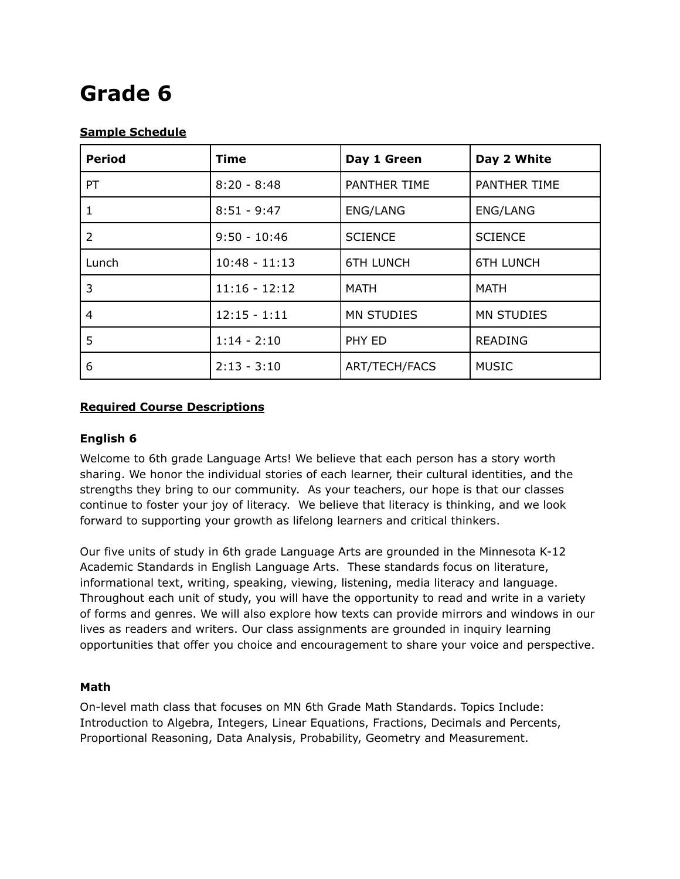# Grade 6

**Sample Schedule**

| Period | Time | Day 1 Green | Day 2 White |
|---|---|---|---|
| PT | 8:20 - 8:48 | PANTHER TIME | PANTHER TIME |
| 1 | 8:51 - 9:47 | ENG/LANG | ENG/LANG |
| 2 | 9:50 - 10:46 | SCIENCE | SCIENCE |
| Lunch | 10:48 - 11:13 | 6TH LUNCH | 6TH LUNCH |
| 3 | 11:16 - 12:12 | MATH | MATH |
| 4 | 12:15 - 1:11 | MN STUDIES | MN STUDIES |
| 5 | 1:14 - 2:10 | PHY ED | READING |
| 6 | 2:13 - 3:10 | ART/TECH/FACS | MUSIC |

**Required Course Descriptions**

### English 6

Welcome to 6th grade Language Arts! We believe that each person has a story worth sharing. We honor the individual stories of each learner, their cultural identities, and the strengths they bring to our community. As your teachers, our hope is that our classes continue to foster your joy of literacy. We believe that literacy is thinking, and we look forward to supporting your growth as lifelong learners and critical thinkers.

Our five units of study in 6th grade Language Arts are grounded in the Minnesota K-12 Academic Standards in English Language Arts. These standards focus on literature, informational text, writing, speaking, viewing, listening, media literacy and language. Throughout each unit of study, you will have the opportunity to read and write in a variety of forms and genres. We will also explore how texts can provide mirrors and windows in our lives as readers and writers. Our class assignments are grounded in inquiry learning opportunities that offer you choice and encouragement to share your voice and perspective.

### Math

On-level math class that focuses on MN 6th Grade Math Standards. Topics Include: Introduction to Algebra, Integers, Linear Equations, Fractions, Decimals and Percents, Proportional Reasoning, Data Analysis, Probability, Geometry and Measurement.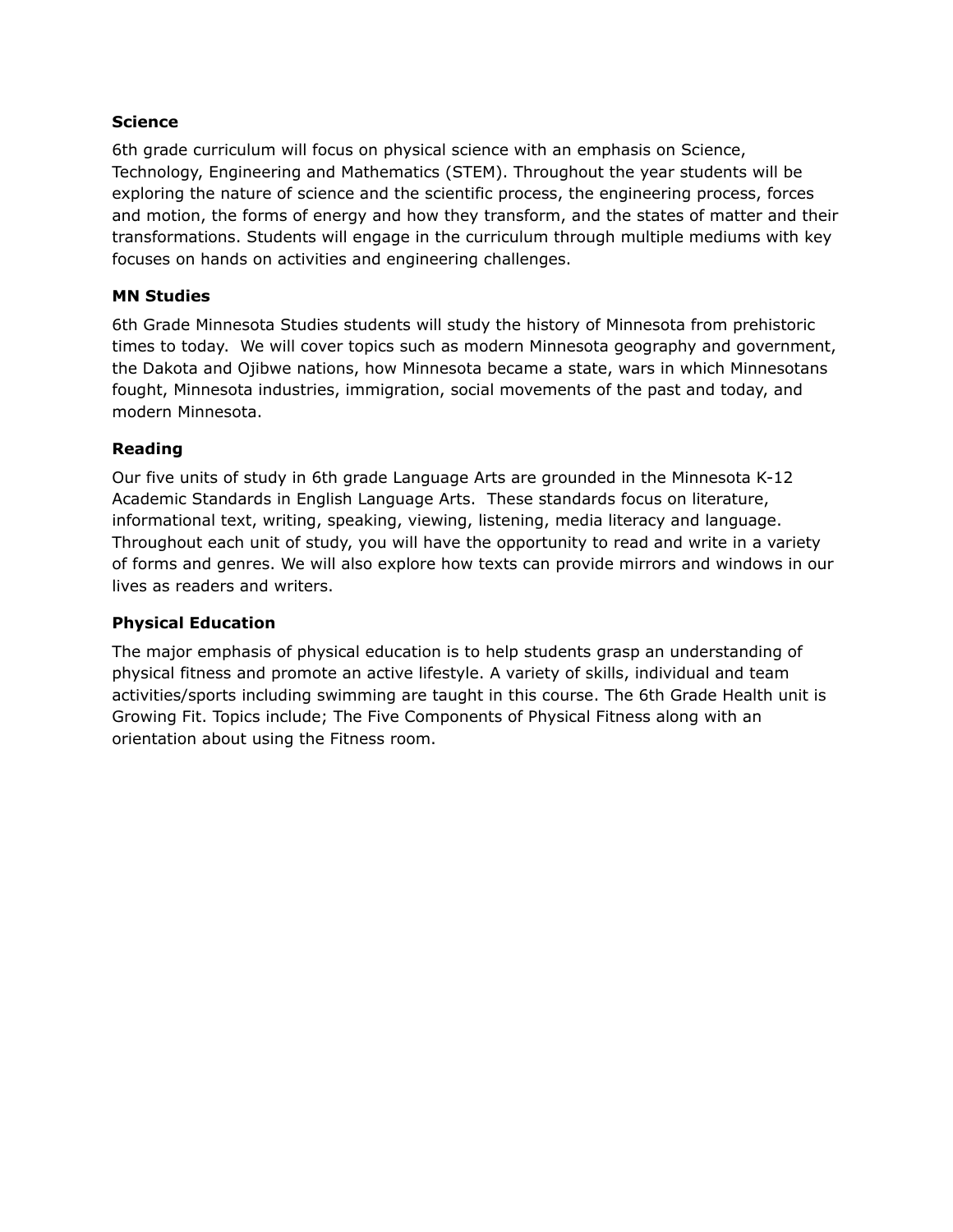**Science**

6th grade curriculum will focus on physical science with an emphasis on Science, Technology, Engineering and Mathematics (STEM). Throughout the year students will be exploring the nature of science and the scientific process, the engineering process, forces and motion, the forms of energy and how they transform, and the states of matter and their transformations. Students will engage in the curriculum through multiple mediums with key focuses on hands on activities and engineering challenges.

**MN Studies**

6th Grade Minnesota Studies students will study the history of Minnesota from prehistoric times to today. We will cover topics such as modern Minnesota geography and government, the Dakota and Ojibwe nations, how Minnesota became a state, wars in which Minnesotans fought, Minnesota industries, immigration, social movements of the past and today, and modern Minnesota.

**Reading**

Our five units of study in 6th grade Language Arts are grounded in the Minnesota K-12 Academic Standards in English Language Arts. These standards focus on literature, informational text, writing, speaking, viewing, listening, media literacy and language. Throughout each unit of study, you will have the opportunity to read and write in a variety of forms and genres. We will also explore how texts can provide mirrors and windows in our lives as readers and writers.

**Physical Education**

The major emphasis of physical education is to help students grasp an understanding of physical fitness and promote an active lifestyle. A variety of skills, individual and team activities/sports including swimming are taught in this course. The 6th Grade Health unit is Growing Fit. Topics include; The Five Components of Physical Fitness along with an orientation about using the Fitness room.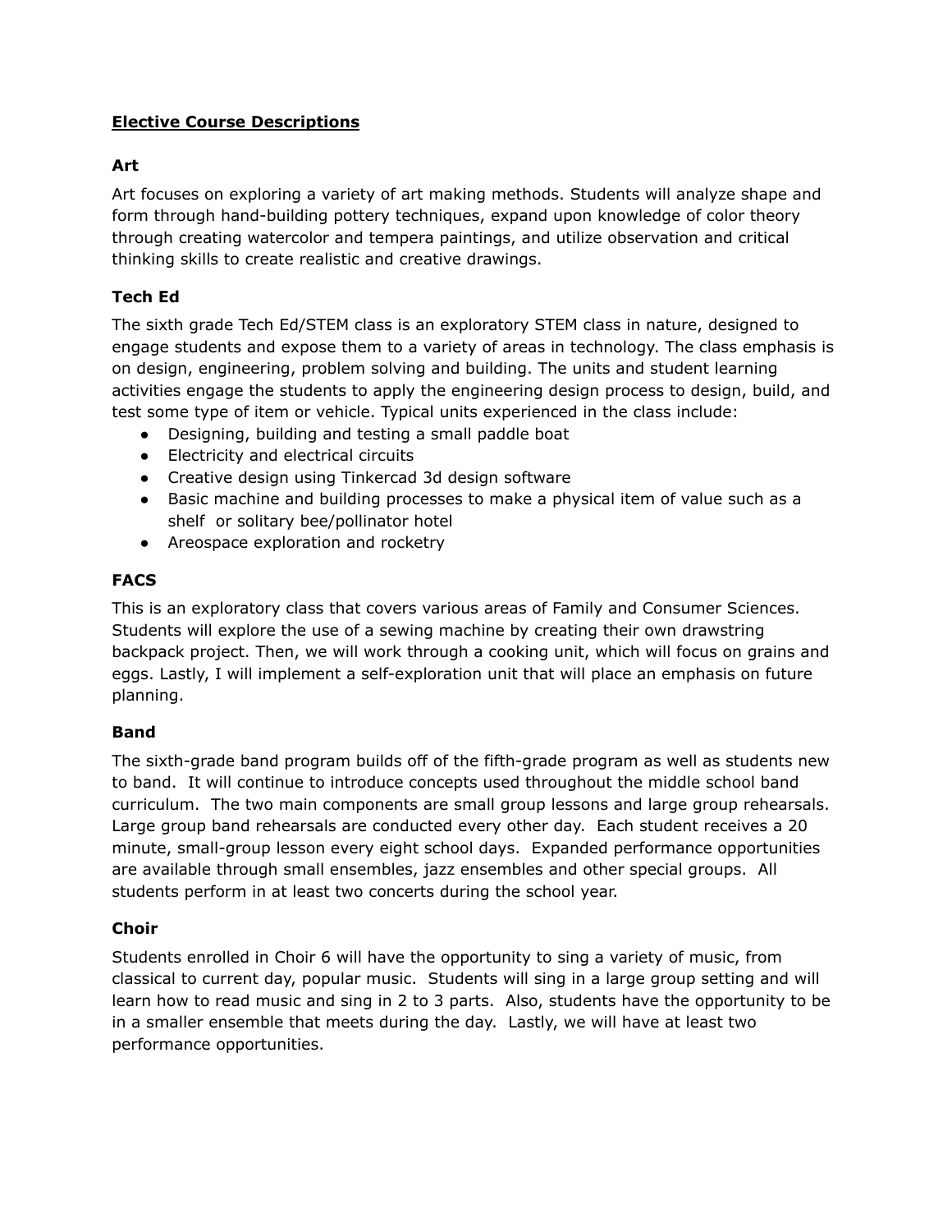## **Elective Course Descriptions**

### Art

Art focuses on exploring a variety of art making methods. Students will analyze shape and form through hand-building pottery techniques, expand upon knowledge of color theory through creating watercolor and tempera paintings, and utilize observation and critical thinking skills to create realistic and creative drawings.

### Tech Ed

The sixth grade Tech Ed/STEM class is an exploratory STEM class in nature, designed to engage students and expose them to a variety of areas in technology. The class emphasis is on design, engineering, problem solving and building. The units and student learning activities engage the students to apply the engineering design process to design, build, and test some type of item or vehicle. Typical units experienced in the class include:

- Designing, building and testing a small paddle boat
- Electricity and electrical circuits
- Creative design using Tinkercad 3d design software
- Basic machine and building processes to make a physical item of value such as a shelf or solitary bee/pollinator hotel
- Areospace exploration and rocketry

### FACS

This is an exploratory class that covers various areas of Family and Consumer Sciences. Students will explore the use of a sewing machine by creating their own drawstring backpack project. Then, we will work through a cooking unit, which will focus on grains and eggs. Lastly, I will implement a self-exploration unit that will place an emphasis on future planning.

### Band

The sixth-grade band program builds off of the fifth-grade program as well as students new to band. It will continue to introduce concepts used throughout the middle school band curriculum. The two main components are small group lessons and large group rehearsals. Large group band rehearsals are conducted every other day. Each student receives a 20 minute, small-group lesson every eight school days. Expanded performance opportunities are available through small ensembles, jazz ensembles and other special groups. All students perform in at least two concerts during the school year.

### Choir

Students enrolled in Choir 6 will have the opportunity to sing a variety of music, from classical to current day, popular music. Students will sing in a large group setting and will learn how to read music and sing in 2 to 3 parts. Also, students have the opportunity to be in a smaller ensemble that meets during the day. Lastly, we will have at least two performance opportunities.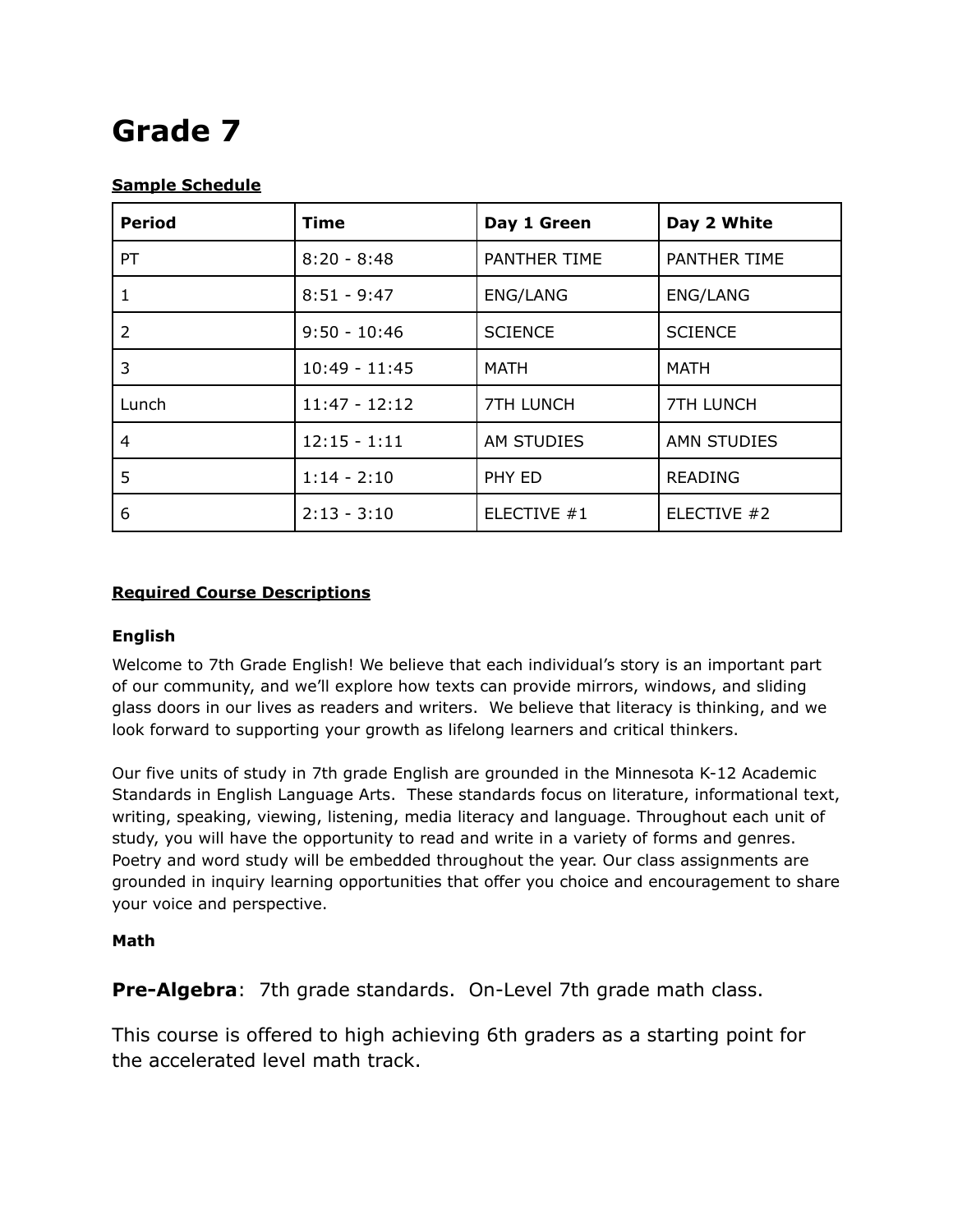# Grade 7

**Sample Schedule**

| Period | Time | Day 1 Green | Day 2 White |
|---|---|---|---|
| PT | 8:20 - 8:48 | PANTHER TIME | PANTHER TIME |
| 1 | 8:51 - 9:47 | ENG/LANG | ENG/LANG |
| 2 | 9:50 - 10:46 | SCIENCE | SCIENCE |
| 3 | 10:49 - 11:45 | MATH | MATH |
| Lunch | 11:47 - 12:12 | 7TH LUNCH | 7TH LUNCH |
| 4 | 12:15 - 1:11 | AM STUDIES | AMN STUDIES |
| 5 | 1:14 - 2:10 | PHY ED | READING |
| 6 | 2:13 - 3:10 | ELECTIVE #1 | ELECTIVE #2 |

**Required Course Descriptions**

**English**

Welcome to 7th Grade English! We believe that each individual's story is an important part of our community, and we'll explore how texts can provide mirrors, windows, and sliding glass doors in our lives as readers and writers. We believe that literacy is thinking, and we look forward to supporting your growth as lifelong learners and critical thinkers.

Our five units of study in 7th grade English are grounded in the Minnesota K-12 Academic Standards in English Language Arts. These standards focus on literature, informational text, writing, speaking, viewing, listening, media literacy and language. Throughout each unit of study, you will have the opportunity to read and write in a variety of forms and genres. Poetry and word study will be embedded throughout the year. Our class assignments are grounded in inquiry learning opportunities that offer you choice and encouragement to share your voice and perspective.

**Math**

**Pre-Algebra**: 7th grade standards. On-Level 7th grade math class.

This course is offered to high achieving 6th graders as a starting point for the accelerated level math track.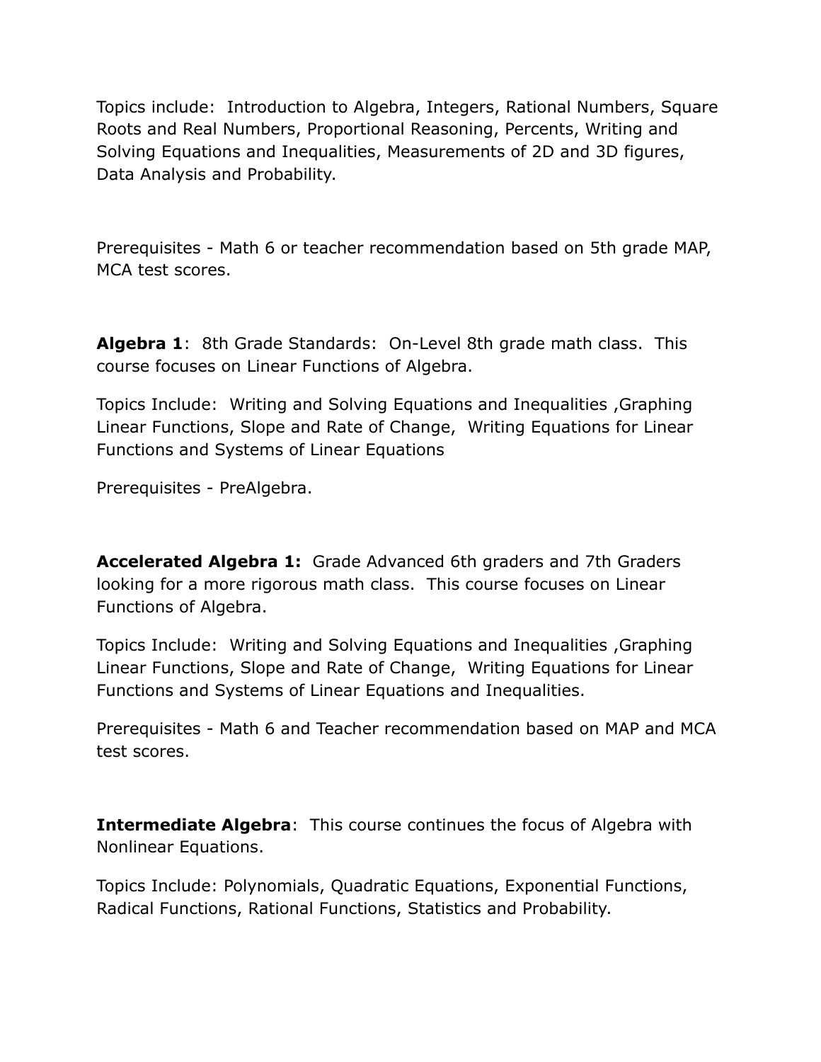Topics include: Introduction to Algebra, Integers, Rational Numbers, Square Roots and Real Numbers, Proportional Reasoning, Percents, Writing and Solving Equations and Inequalities, Measurements of 2D and 3D figures, Data Analysis and Probability.

Prerequisites - Math 6 or teacher recommendation based on 5th grade MAP, MCA test scores.

**Algebra 1**: 8th Grade Standards: On-Level 8th grade math class. This course focuses on Linear Functions of Algebra.

Topics Include: Writing and Solving Equations and Inequalities ,Graphing Linear Functions, Slope and Rate of Change, Writing Equations for Linear Functions and Systems of Linear Equations

Prerequisites - PreAlgebra.

**Accelerated Algebra 1:** Grade Advanced 6th graders and 7th Graders looking for a more rigorous math class. This course focuses on Linear Functions of Algebra.

Topics Include: Writing and Solving Equations and Inequalities ,Graphing Linear Functions, Slope and Rate of Change, Writing Equations for Linear Functions and Systems of Linear Equations and Inequalities.

Prerequisites - Math 6 and Teacher recommendation based on MAP and MCA test scores.

**Intermediate Algebra**: This course continues the focus of Algebra with Nonlinear Equations.

Topics Include: Polynomials, Quadratic Equations, Exponential Functions, Radical Functions, Rational Functions, Statistics and Probability.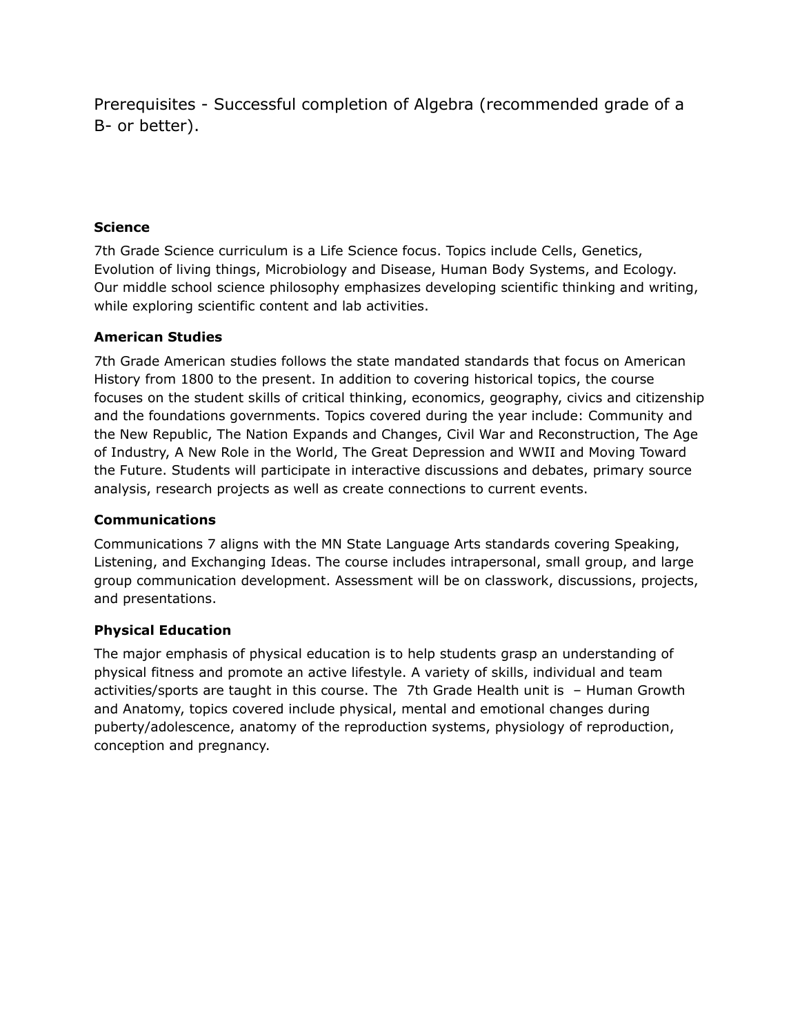Prerequisites - Successful completion of Algebra (recommended grade of a B- or better).

### Science

7th Grade Science curriculum is a Life Science focus. Topics include Cells, Genetics, Evolution of living things, Microbiology and Disease, Human Body Systems, and Ecology. Our middle school science philosophy emphasizes developing scientific thinking and writing, while exploring scientific content and lab activities.

### American Studies

7th Grade American studies follows the state mandated standards that focus on American History from 1800 to the present. In addition to covering historical topics, the course focuses on the student skills of critical thinking, economics, geography, civics and citizenship and the foundations governments. Topics covered during the year include: Community and the New Republic, The Nation Expands and Changes, Civil War and Reconstruction, The Age of Industry, A New Role in the World, The Great Depression and WWII and Moving Toward the Future. Students will participate in interactive discussions and debates, primary source analysis, research projects as well as create connections to current events.

### Communications

Communications 7 aligns with the MN State Language Arts standards covering Speaking, Listening, and Exchanging Ideas. The course includes intrapersonal, small group, and large group communication development. Assessment will be on classwork, discussions, projects, and presentations.

### Physical Education

The major emphasis of physical education is to help students grasp an understanding of physical fitness and promote an active lifestyle. A variety of skills, individual and team activities/sports are taught in this course. The 7th Grade Health unit is – Human Growth and Anatomy, topics covered include physical, mental and emotional changes during puberty/adolescence, anatomy of the reproduction systems, physiology of reproduction, conception and pregnancy.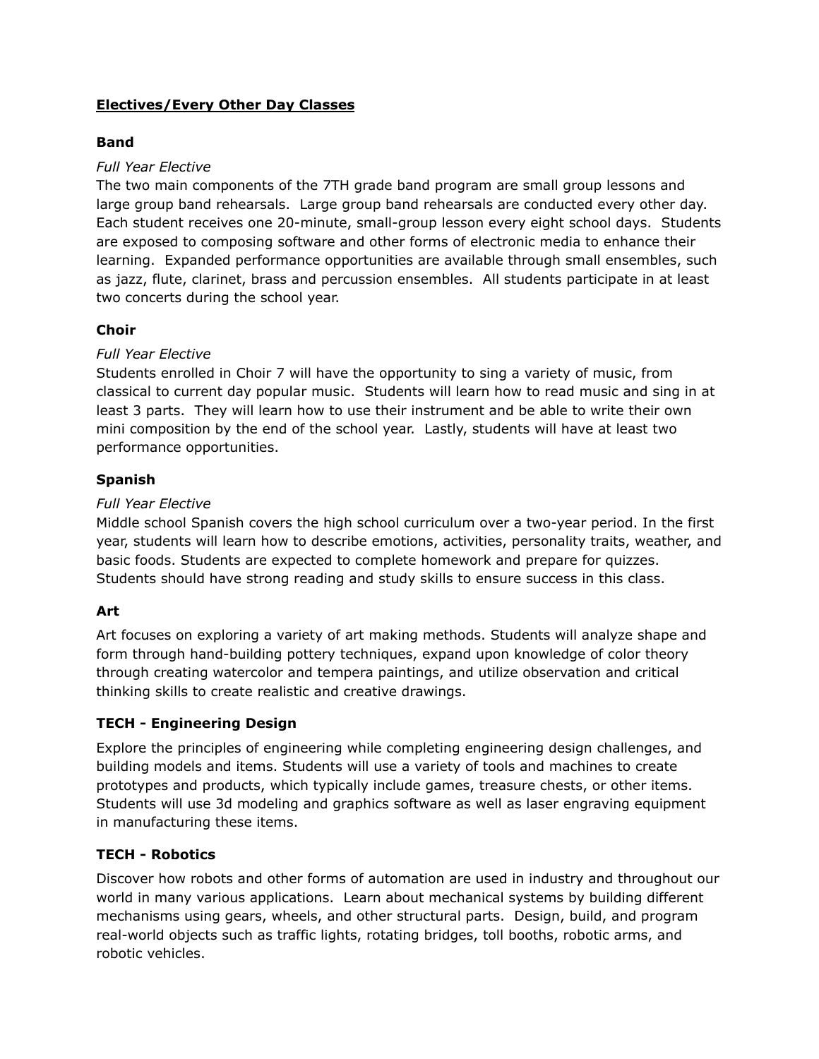## <u>Electives/Every Other Day Classes</u>

### Band

*Full Year Elective*

The two main components of the 7TH grade band program are small group lessons and large group band rehearsals. Large group band rehearsals are conducted every other day. Each student receives one 20-minute, small-group lesson every eight school days. Students are exposed to composing software and other forms of electronic media to enhance their learning. Expanded performance opportunities are available through small ensembles, such as jazz, flute, clarinet, brass and percussion ensembles. All students participate in at least two concerts during the school year.

### Choir

*Full Year Elective*

Students enrolled in Choir 7 will have the opportunity to sing a variety of music, from classical to current day popular music. Students will learn how to read music and sing in at least 3 parts. They will learn how to use their instrument and be able to write their own mini composition by the end of the school year. Lastly, students will have at least two performance opportunities.

### Spanish

*Full Year Elective*

Middle school Spanish covers the high school curriculum over a two-year period. In the first year, students will learn how to describe emotions, activities, personality traits, weather, and basic foods. Students are expected to complete homework and prepare for quizzes. Students should have strong reading and study skills to ensure success in this class.

### Art

Art focuses on exploring a variety of art making methods. Students will analyze shape and form through hand-building pottery techniques, expand upon knowledge of color theory through creating watercolor and tempera paintings, and utilize observation and critical thinking skills to create realistic and creative drawings.

### TECH - Engineering Design

Explore the principles of engineering while completing engineering design challenges, and building models and items. Students will use a variety of tools and machines to create prototypes and products, which typically include games, treasure chests, or other items. Students will use 3d modeling and graphics software as well as laser engraving equipment in manufacturing these items.

### TECH - Robotics

Discover how robots and other forms of automation are used in industry and throughout our world in many various applications. Learn about mechanical systems by building different mechanisms using gears, wheels, and other structural parts. Design, build, and program real-world objects such as traffic lights, rotating bridges, toll booths, robotic arms, and robotic vehicles.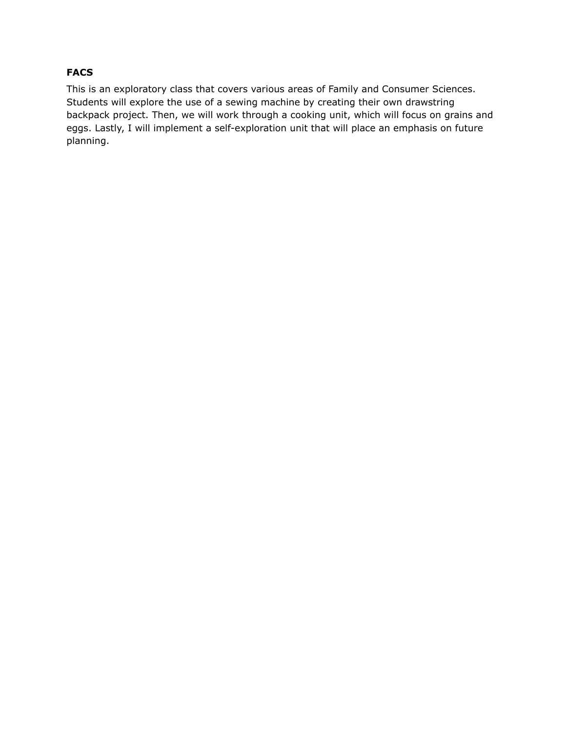**FACS**

This is an exploratory class that covers various areas of Family and Consumer Sciences. Students will explore the use of a sewing machine by creating their own drawstring backpack project. Then, we will work through a cooking unit, which will focus on grains and eggs. Lastly, I will implement a self-exploration unit that will place an emphasis on future planning.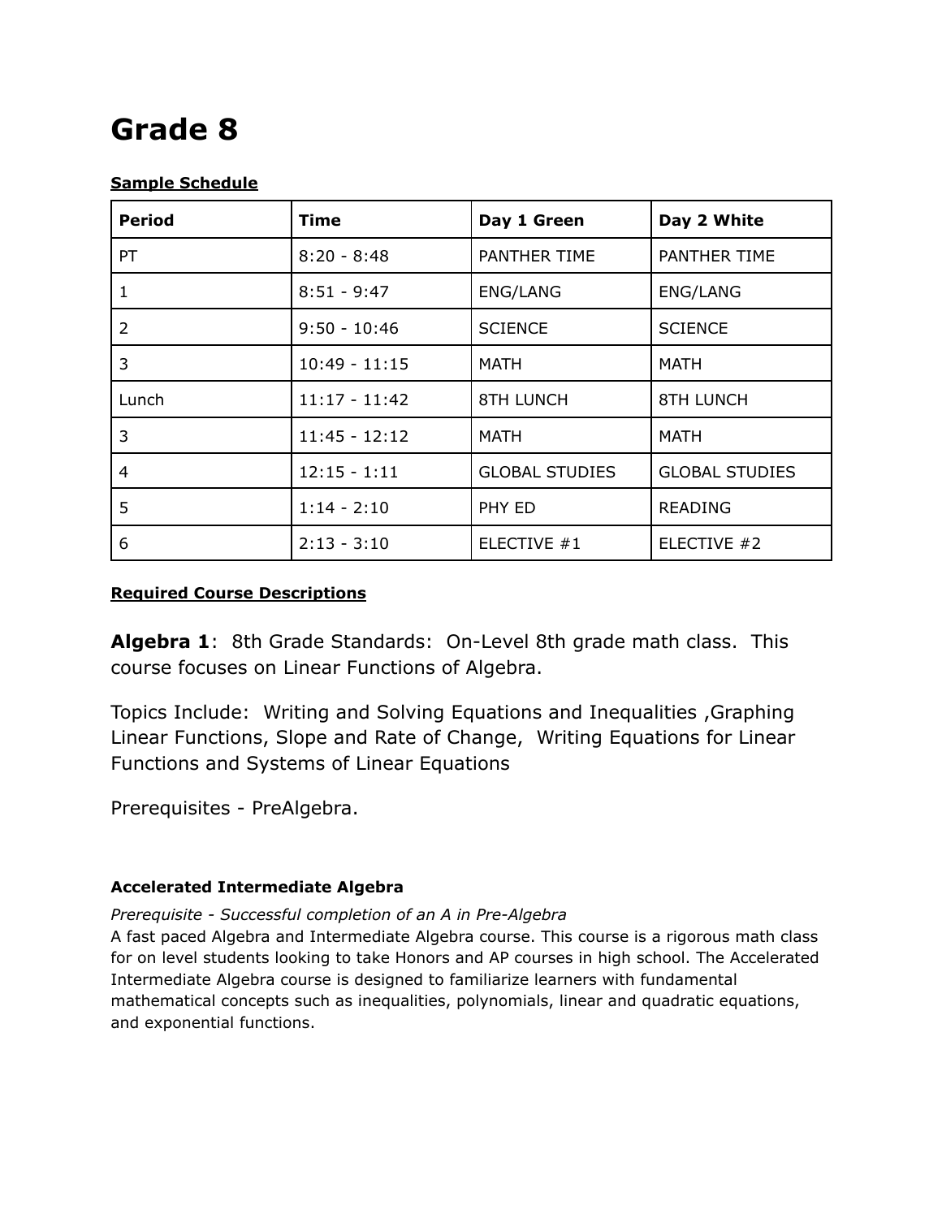# Grade 8

**Sample Schedule**

| Period | Time | Day 1 Green | Day 2 White |
|---|---|---|---|
| PT | 8:20 - 8:48 | PANTHER TIME | PANTHER TIME |
| 1 | 8:51 - 9:47 | ENG/LANG | ENG/LANG |
| 2 | 9:50 - 10:46 | SCIENCE | SCIENCE |
| 3 | 10:49 - 11:15 | MATH | MATH |
| Lunch | 11:17 - 11:42 | 8TH LUNCH | 8TH LUNCH |
| 3 | 11:45 - 12:12 | MATH | MATH |
| 4 | 12:15 - 1:11 | GLOBAL STUDIES | GLOBAL STUDIES |
| 5 | 1:14 - 2:10 | PHY ED | READING |
| 6 | 2:13 - 3:10 | ELECTIVE #1 | ELECTIVE #2 |

**Required Course Descriptions**

**Algebra 1**: 8th Grade Standards: On-Level 8th grade math class. This course focuses on Linear Functions of Algebra.

Topics Include: Writing and Solving Equations and Inequalities ,Graphing Linear Functions, Slope and Rate of Change, Writing Equations for Linear Functions and Systems of Linear Equations

Prerequisites - PreAlgebra.

**Accelerated Intermediate Algebra**

*Prerequisite - Successful completion of an A in Pre-Algebra*

A fast paced Algebra and Intermediate Algebra course. This course is a rigorous math class for on level students looking to take Honors and AP courses in high school. The Accelerated Intermediate Algebra course is designed to familiarize learners with fundamental mathematical concepts such as inequalities, polynomials, linear and quadratic equations, and exponential functions.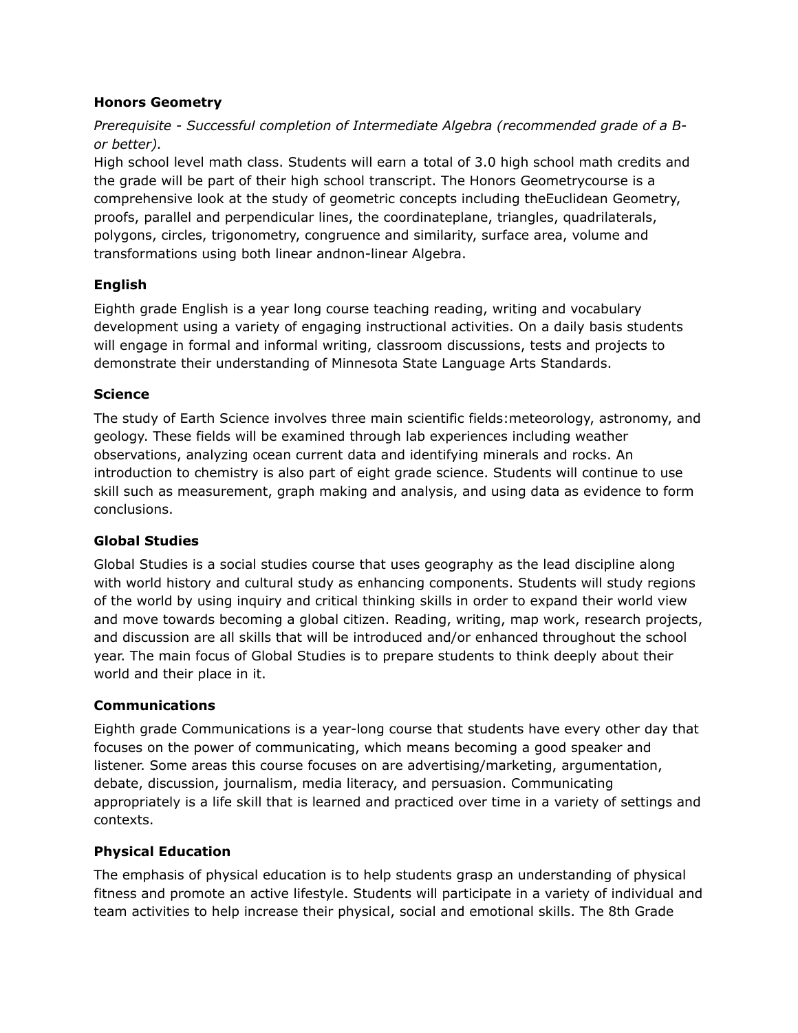### Honors Geometry

*Prerequisite - Successful completion of Intermediate Algebra (recommended grade of a B- or better).*

High school level math class. Students will earn a total of 3.0 high school math credits and the grade will be part of their high school transcript. The Honors Geometrycourse is a comprehensive look at the study of geometric concepts including theEuclidean Geometry, proofs, parallel and perpendicular lines, the coordinateplane, triangles, quadrilaterals, polygons, circles, trigonometry, congruence and similarity, surface area, volume and transformations using both linear andnon-linear Algebra.

### English

Eighth grade English is a year long course teaching reading, writing and vocabulary development using a variety of engaging instructional activities. On a daily basis students will engage in formal and informal writing, classroom discussions, tests and projects to demonstrate their understanding of Minnesota State Language Arts Standards.

### Science

The study of Earth Science involves three main scientific fields:meteorology, astronomy, and geology. These fields will be examined through lab experiences including weather observations, analyzing ocean current data and identifying minerals and rocks. An introduction to chemistry is also part of eight grade science. Students will continue to use skill such as measurement, graph making and analysis, and using data as evidence to form conclusions.

### Global Studies

Global Studies is a social studies course that uses geography as the lead discipline along with world history and cultural study as enhancing components. Students will study regions of the world by using inquiry and critical thinking skills in order to expand their world view and move towards becoming a global citizen. Reading, writing, map work, research projects, and discussion are all skills that will be introduced and/or enhanced throughout the school year. The main focus of Global Studies is to prepare students to think deeply about their world and their place in it.

### Communications

Eighth grade Communications is a year-long course that students have every other day that focuses on the power of communicating, which means becoming a good speaker and listener. Some areas this course focuses on are advertising/marketing, argumentation, debate, discussion, journalism, media literacy, and persuasion. Communicating appropriately is a life skill that is learned and practiced over time in a variety of settings and contexts.

### Physical Education

The emphasis of physical education is to help students grasp an understanding of physical fitness and promote an active lifestyle. Students will participate in a variety of individual and team activities to help increase their physical, social and emotional skills. The 8th Grade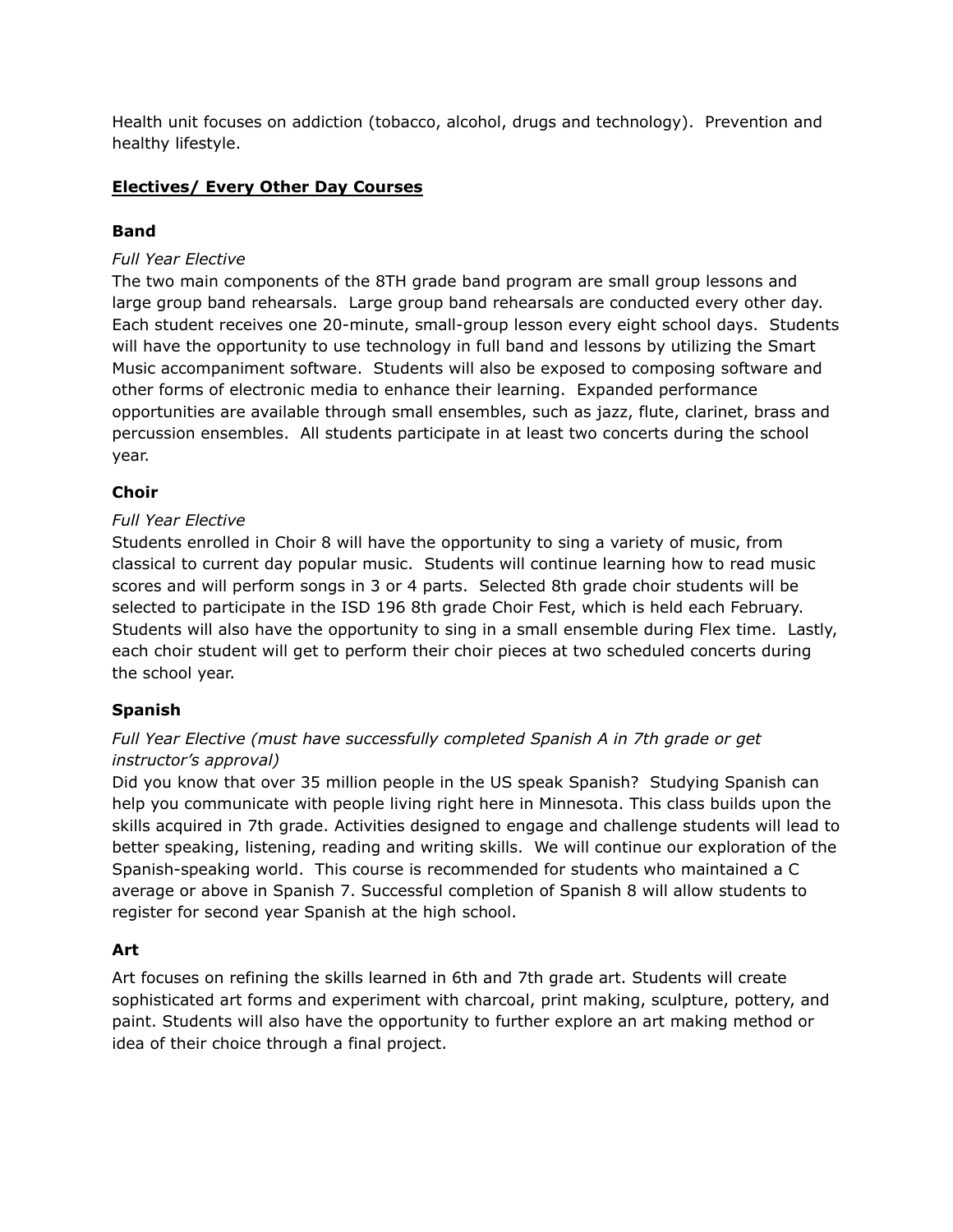Health unit focuses on addiction (tobacco, alcohol, drugs and technology). Prevention and healthy lifestyle.

## Electives/ Every Other Day Courses

### Band

*Full Year Elective*

The two main components of the 8TH grade band program are small group lessons and large group band rehearsals. Large group band rehearsals are conducted every other day. Each student receives one 20-minute, small-group lesson every eight school days. Students will have the opportunity to use technology in full band and lessons by utilizing the Smart Music accompaniment software. Students will also be exposed to composing software and other forms of electronic media to enhance their learning. Expanded performance opportunities are available through small ensembles, such as jazz, flute, clarinet, brass and percussion ensembles. All students participate in at least two concerts during the school year.

### Choir

*Full Year Elective*

Students enrolled in Choir 8 will have the opportunity to sing a variety of music, from classical to current day popular music. Students will continue learning how to read music scores and will perform songs in 3 or 4 parts. Selected 8th grade choir students will be selected to participate in the ISD 196 8th grade Choir Fest, which is held each February. Students will also have the opportunity to sing in a small ensemble during Flex time. Lastly, each choir student will get to perform their choir pieces at two scheduled concerts during the school year.

### Spanish

*Full Year Elective (must have successfully completed Spanish A in 7th grade or get instructor's approval)*

Did you know that over 35 million people in the US speak Spanish? Studying Spanish can help you communicate with people living right here in Minnesota. This class builds upon the skills acquired in 7th grade. Activities designed to engage and challenge students will lead to better speaking, listening, reading and writing skills. We will continue our exploration of the Spanish-speaking world. This course is recommended for students who maintained a C average or above in Spanish 7. Successful completion of Spanish 8 will allow students to register for second year Spanish at the high school.

### Art

Art focuses on refining the skills learned in 6th and 7th grade art. Students will create sophisticated art forms and experiment with charcoal, print making, sculpture, pottery, and paint. Students will also have the opportunity to further explore an art making method or idea of their choice through a final project.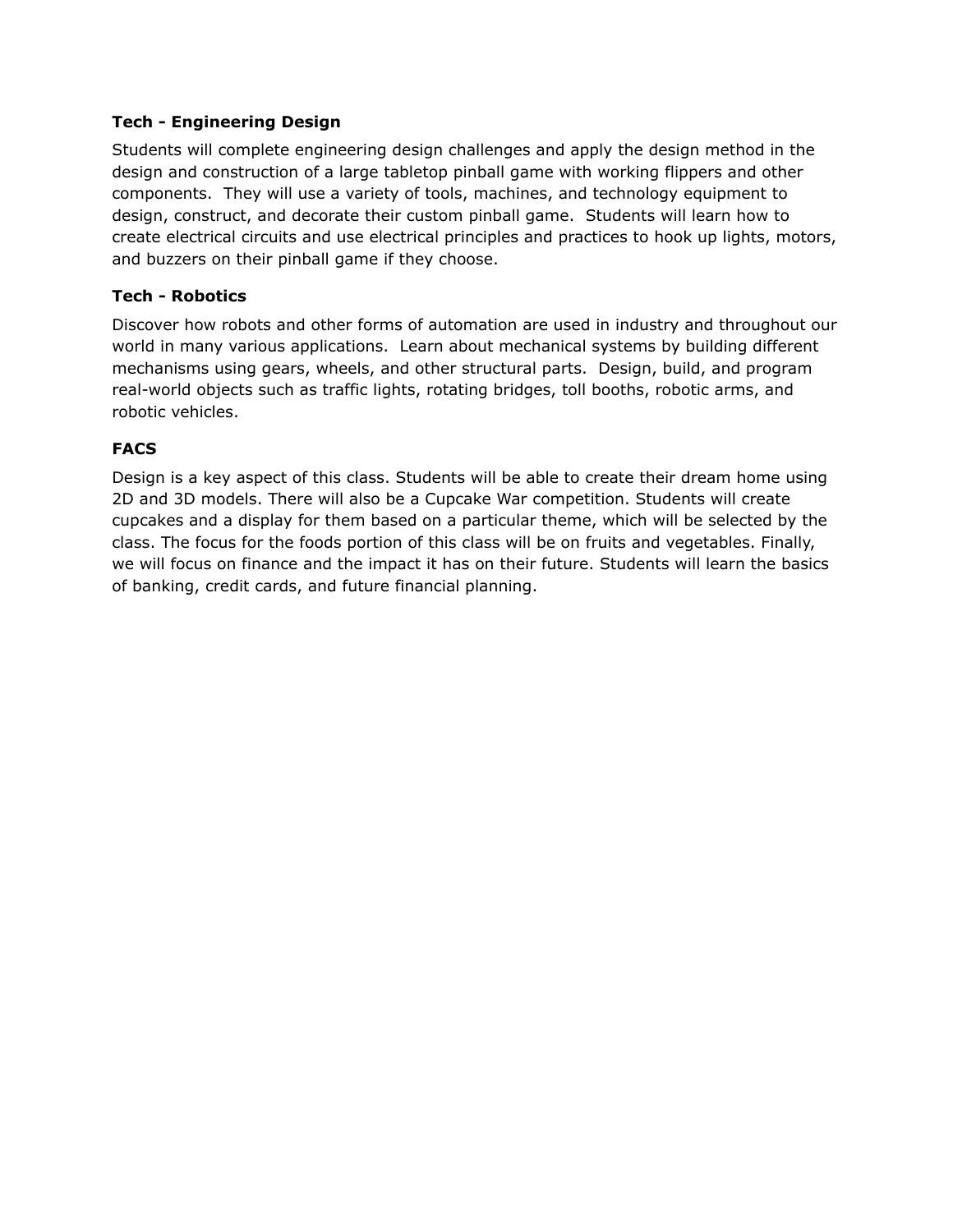### Tech - Engineering Design

Students will complete engineering design challenges and apply the design method in the design and construction of a large tabletop pinball game with working flippers and other components. They will use a variety of tools, machines, and technology equipment to design, construct, and decorate their custom pinball game. Students will learn how to create electrical circuits and use electrical principles and practices to hook up lights, motors, and buzzers on their pinball game if they choose.

### Tech - Robotics

Discover how robots and other forms of automation are used in industry and throughout our world in many various applications. Learn about mechanical systems by building different mechanisms using gears, wheels, and other structural parts. Design, build, and program real-world objects such as traffic lights, rotating bridges, toll booths, robotic arms, and robotic vehicles.

### FACS

Design is a key aspect of this class. Students will be able to create their dream home using 2D and 3D models. There will also be a Cupcake War competition. Students will create cupcakes and a display for them based on a particular theme, which will be selected by the class. The focus for the foods portion of this class will be on fruits and vegetables. Finally, we will focus on finance and the impact it has on their future. Students will learn the basics of banking, credit cards, and future financial planning.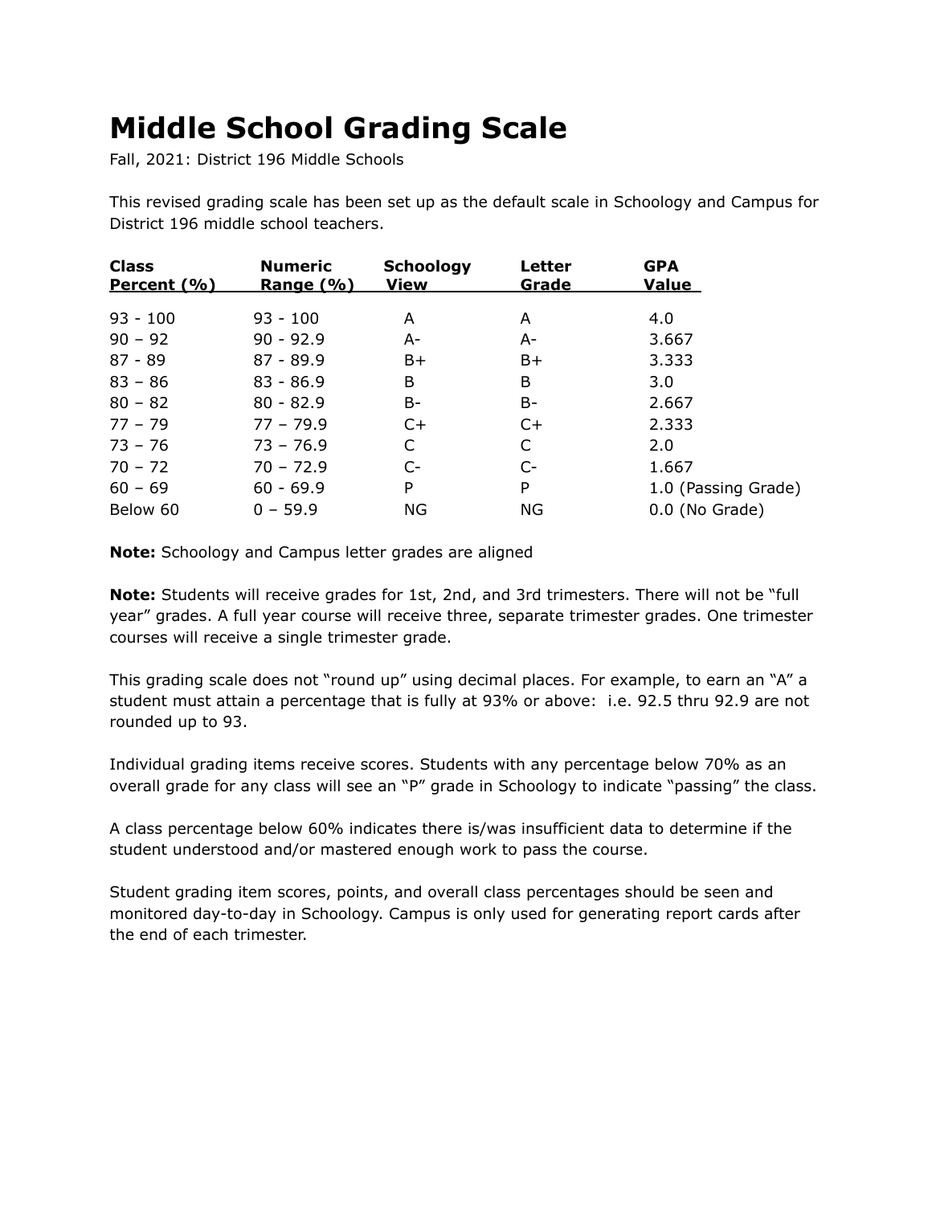# Middle School Grading Scale

Fall, 2021: District 196 Middle Schools

This revised grading scale has been set up as the default scale in Schoology and Campus for District 196 middle school teachers.

| Class Percent (%) | Numeric Range (%) | Schoology View | Letter Grade | GPA Value |
|---|---|---|---|---|
| 93 - 100 | 93 - 100 | A | A | 4.0 |
| 90 – 92 | 90 - 92.9 | A- | A- | 3.667 |
| 87 - 89 | 87 - 89.9 | B+ | B+ | 3.333 |
| 83 – 86 | 83 - 86.9 | B | B | 3.0 |
| 80 – 82 | 80 - 82.9 | B- | B- | 2.667 |
| 77 – 79 | 77 – 79.9 | C+ | C+ | 2.333 |
| 73 – 76 | 73 – 76.9 | C | C | 2.0 |
| 70 – 72 | 70 – 72.9 | C- | C- | 1.667 |
| 60 – 69 | 60 - 69.9 | P | P | 1.0 (Passing Grade) |
| Below 60 | 0 – 59.9 | NG | NG | 0.0 (No Grade) |

**Note:** Schoology and Campus letter grades are aligned

**Note:** Students will receive grades for 1st, 2nd, and 3rd trimesters. There will not be "full year" grades. A full year course will receive three, separate trimester grades. One trimester courses will receive a single trimester grade.

This grading scale does not "round up" using decimal places. For example, to earn an "A" a student must attain a percentage that is fully at 93% or above: i.e. 92.5 thru 92.9 are not rounded up to 93.

Individual grading items receive scores. Students with any percentage below 70% as an overall grade for any class will see an "P" grade in Schoology to indicate "passing" the class.

A class percentage below 60% indicates there is/was insufficient data to determine if the student understood and/or mastered enough work to pass the course.

Student grading item scores, points, and overall class percentages should be seen and monitored day-to-day in Schoology. Campus is only used for generating report cards after the end of each trimester.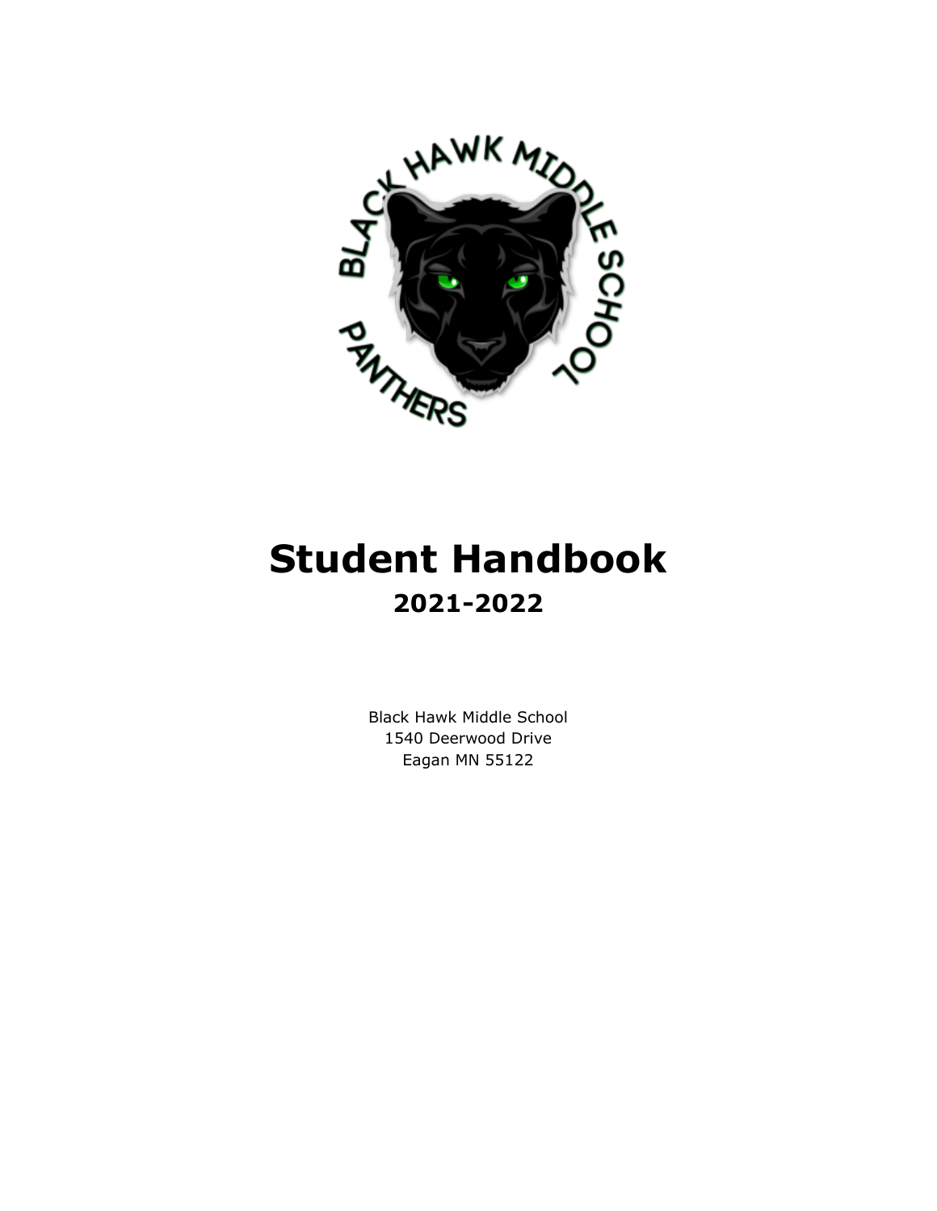# Student Handbook
## 2021-2022

Black Hawk Middle School
1540 Deerwood Drive
Eagan MN 55122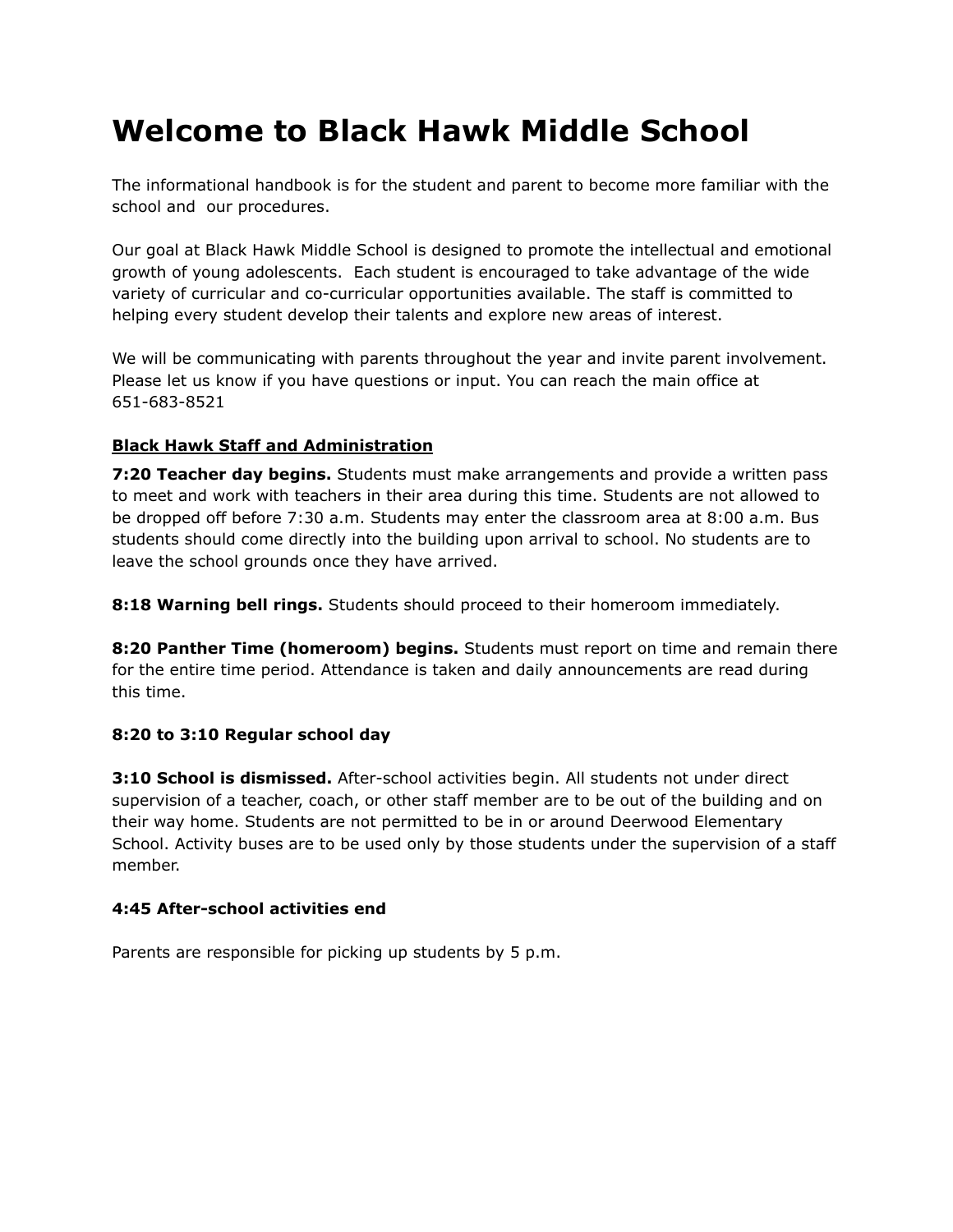# Welcome to Black Hawk Middle School

The informational handbook is for the student and parent to become more familiar with the school and our procedures.

Our goal at Black Hawk Middle School is designed to promote the intellectual and emotional growth of young adolescents. Each student is encouraged to take advantage of the wide variety of curricular and co-curricular opportunities available. The staff is committed to helping every student develop their talents and explore new areas of interest.

We will be communicating with parents throughout the year and invite parent involvement. Please let us know if you have questions or input. You can reach the main office at 651-683-8521

**Black Hawk Staff and Administration**

**7:20 Teacher day begins.** Students must make arrangements and provide a written pass to meet and work with teachers in their area during this time. Students are not allowed to be dropped off before 7:30 a.m. Students may enter the classroom area at 8:00 a.m. Bus students should come directly into the building upon arrival to school. No students are to leave the school grounds once they have arrived.

**8:18 Warning bell rings.** Students should proceed to their homeroom immediately.

**8:20 Panther Time (homeroom) begins.** Students must report on time and remain there for the entire time period. Attendance is taken and daily announcements are read during this time.

**8:20 to 3:10 Regular school day**

**3:10 School is dismissed.** After-school activities begin. All students not under direct supervision of a teacher, coach, or other staff member are to be out of the building and on their way home. Students are not permitted to be in or around Deerwood Elementary School. Activity buses are to be used only by those students under the supervision of a staff member.

**4:45 After-school activities end**

Parents are responsible for picking up students by 5 p.m.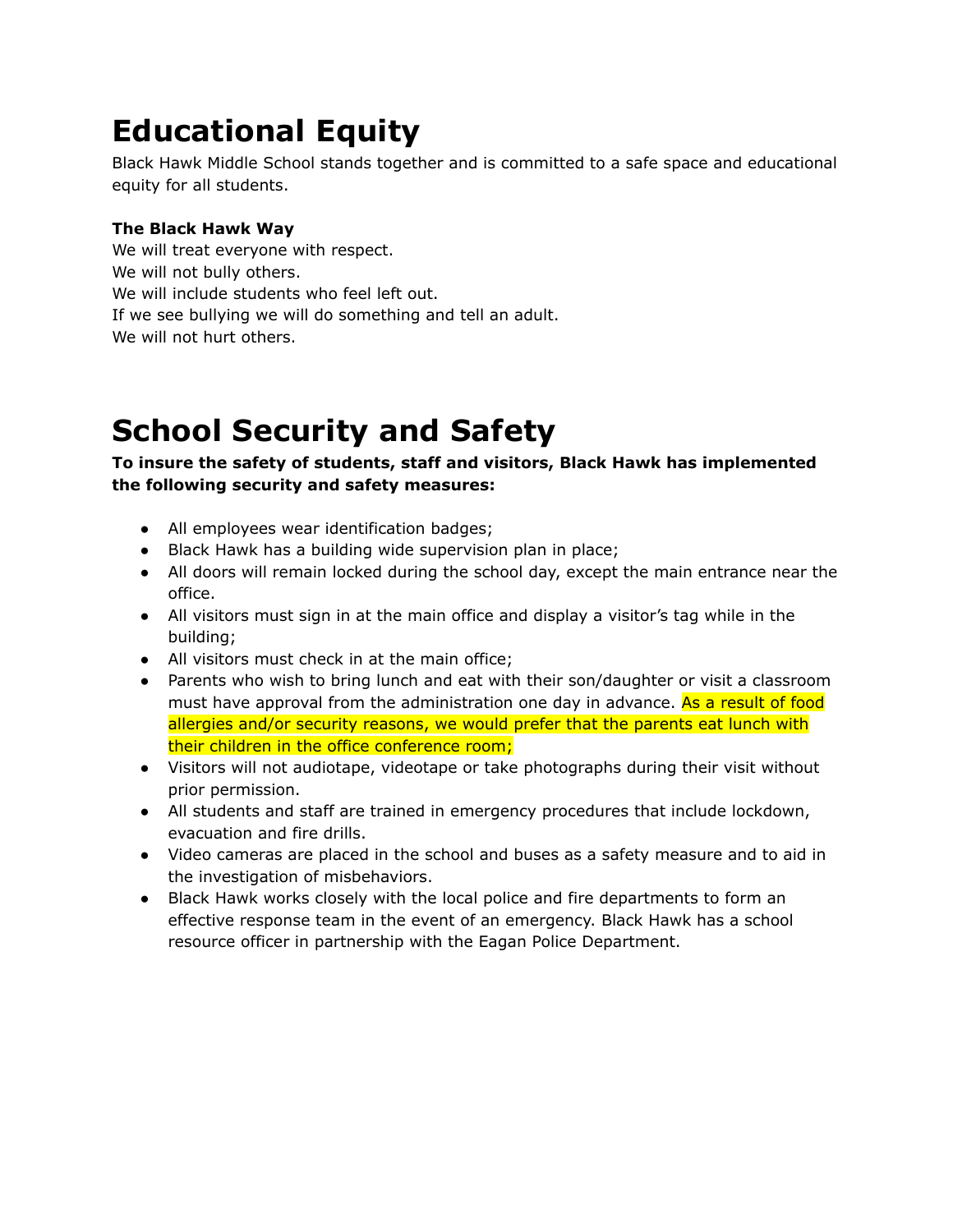# Educational Equity

Black Hawk Middle School stands together and is committed to a safe space and educational equity for all students.

**The Black Hawk Way**

We will treat everyone with respect.
We will not bully others.
We will include students who feel left out.
If we see bullying we will do something and tell an adult.
We will not hurt others.

# School Security and Safety

**To insure the safety of students, staff and visitors, Black Hawk has implemented the following security and safety measures:**

- All employees wear identification badges;
- Black Hawk has a building wide supervision plan in place;
- All doors will remain locked during the school day, except the main entrance near the office.
- All visitors must sign in at the main office and display a visitor's tag while in the building;
- All visitors must check in at the main office;
- Parents who wish to bring lunch and eat with their son/daughter or visit a classroom must have approval from the administration one day in advance. As a result of food allergies and/or security reasons, we would prefer that the parents eat lunch with their children in the office conference room;
- Visitors will not audiotape, videotape or take photographs during their visit without prior permission.
- All students and staff are trained in emergency procedures that include lockdown, evacuation and fire drills.
- Video cameras are placed in the school and buses as a safety measure and to aid in the investigation of misbehaviors.
- Black Hawk works closely with the local police and fire departments to form an effective response team in the event of an emergency. Black Hawk has a school resource officer in partnership with the Eagan Police Department.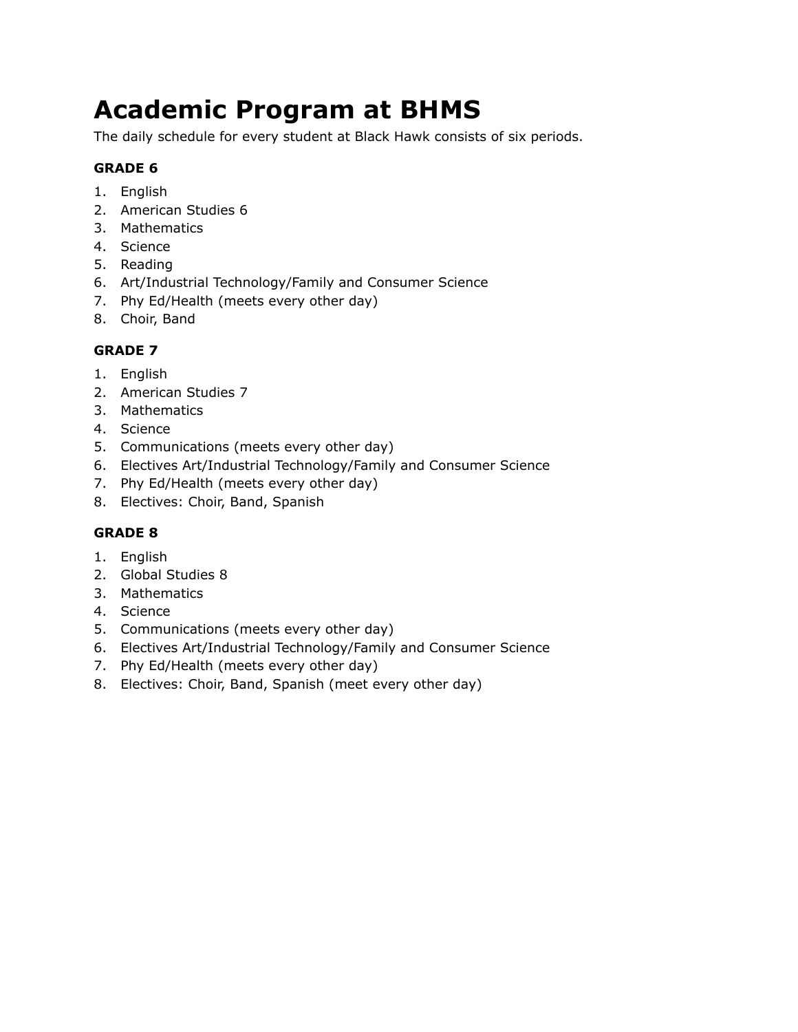# Academic Program at BHMS

The daily schedule for every student at Black Hawk consists of six periods.

### GRADE 6

1. English
2. American Studies 6
3. Mathematics
4. Science
5. Reading
6. Art/Industrial Technology/Family and Consumer Science
7. Phy Ed/Health (meets every other day)
8. Choir, Band

### GRADE 7

1. English
2. American Studies 7
3. Mathematics
4. Science
5. Communications (meets every other day)
6. Electives Art/Industrial Technology/Family and Consumer Science
7. Phy Ed/Health (meets every other day)
8. Electives: Choir, Band, Spanish

### GRADE 8

1. English
2. Global Studies 8
3. Mathematics
4. Science
5. Communications (meets every other day)
6. Electives Art/Industrial Technology/Family and Consumer Science
7. Phy Ed/Health (meets every other day)
8. Electives: Choir, Band, Spanish (meet every other day)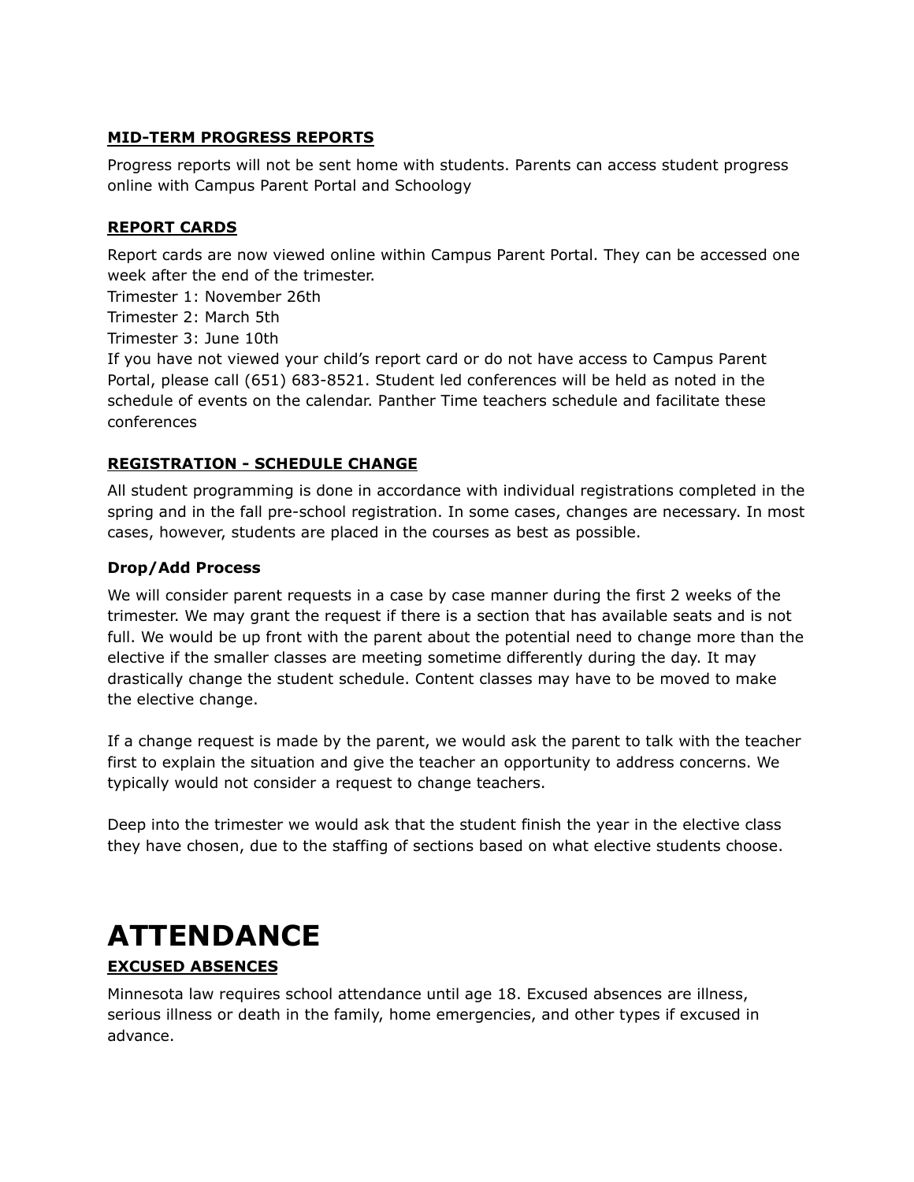### MID-TERM PROGRESS REPORTS

Progress reports will not be sent home with students. Parents can access student progress online with Campus Parent Portal and Schoology

### REPORT CARDS

Report cards are now viewed online within Campus Parent Portal. They can be accessed one week after the end of the trimester.
Trimester 1: November 26th
Trimester 2: March 5th
Trimester 3: June 10th
If you have not viewed your child's report card or do not have access to Campus Parent Portal, please call (651) 683-8521. Student led conferences will be held as noted in the schedule of events on the calendar. Panther Time teachers schedule and facilitate these conferences

### REGISTRATION - SCHEDULE CHANGE

All student programming is done in accordance with individual registrations completed in the spring and in the fall pre-school registration. In some cases, changes are necessary. In most cases, however, students are placed in the courses as best as possible.

**Drop/Add Process**

We will consider parent requests in a case by case manner during the first 2 weeks of the trimester. We may grant the request if there is a section that has available seats and is not full. We would be up front with the parent about the potential need to change more than the elective if the smaller classes are meeting sometime differently during the day. It may drastically change the student schedule. Content classes may have to be moved to make the elective change.

If a change request is made by the parent, we would ask the parent to talk with the teacher first to explain the situation and give the teacher an opportunity to address concerns. We typically would not consider a request to change teachers.

Deep into the trimester we would ask that the student finish the year in the elective class they have chosen, due to the staffing of sections based on what elective students choose.

# ATTENDANCE

### EXCUSED ABSENCES

Minnesota law requires school attendance until age 18. Excused absences are illness, serious illness or death in the family, home emergencies, and other types if excused in advance.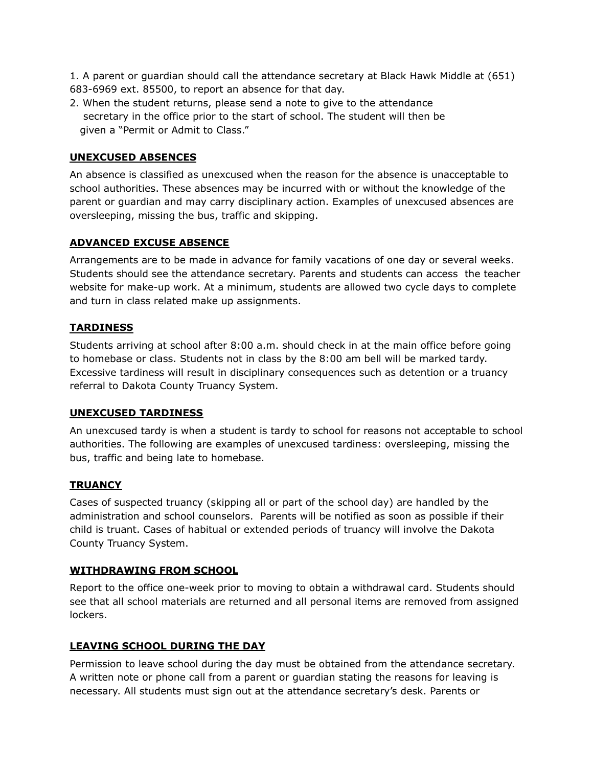1. A parent or guardian should call the attendance secretary at Black Hawk Middle at (651) 683-6969 ext. 85500, to report an absence for that day.
2. When the student returns, please send a note to give to the attendance secretary in the office prior to the start of school. The student will then be given a "Permit or Admit to Class."

## UNEXCUSED ABSENCES

An absence is classified as unexcused when the reason for the absence is unacceptable to school authorities. These absences may be incurred with or without the knowledge of the parent or guardian and may carry disciplinary action. Examples of unexcused absences are oversleeping, missing the bus, traffic and skipping.

## ADVANCED EXCUSE ABSENCE

Arrangements are to be made in advance for family vacations of one day or several weeks. Students should see the attendance secretary. Parents and students can access the teacher website for make-up work. At a minimum, students are allowed two cycle days to complete and turn in class related make up assignments.

## TARDINESS

Students arriving at school after 8:00 a.m. should check in at the main office before going to homebase or class. Students not in class by the 8:00 am bell will be marked tardy. Excessive tardiness will result in disciplinary consequences such as detention or a truancy referral to Dakota County Truancy System.

## UNEXCUSED TARDINESS

An unexcused tardy is when a student is tardy to school for reasons not acceptable to school authorities. The following are examples of unexcused tardiness: oversleeping, missing the bus, traffic and being late to homebase.

## TRUANCY

Cases of suspected truancy (skipping all or part of the school day) are handled by the administration and school counselors. Parents will be notified as soon as possible if their child is truant. Cases of habitual or extended periods of truancy will involve the Dakota County Truancy System.

## WITHDRAWING FROM SCHOOL

Report to the office one-week prior to moving to obtain a withdrawal card. Students should see that all school materials are returned and all personal items are removed from assigned lockers.

## LEAVING SCHOOL DURING THE DAY

Permission to leave school during the day must be obtained from the attendance secretary. A written note or phone call from a parent or guardian stating the reasons for leaving is necessary. All students must sign out at the attendance secretary's desk. Parents or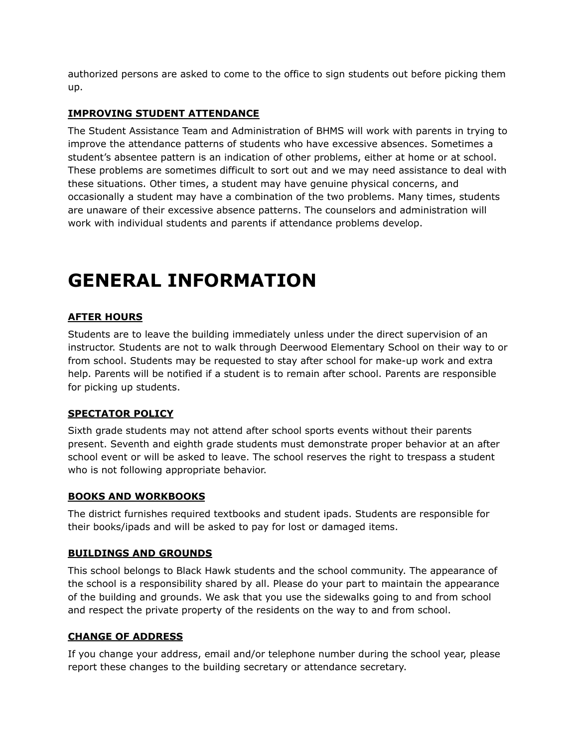authorized persons are asked to come to the office to sign students out before picking them up.

### **IMPROVING STUDENT ATTENDANCE**

The Student Assistance Team and Administration of BHMS will work with parents in trying to improve the attendance patterns of students who have excessive absences. Sometimes a student's absentee pattern is an indication of other problems, either at home or at school. These problems are sometimes difficult to sort out and we may need assistance to deal with these situations. Other times, a student may have genuine physical concerns, and occasionally a student may have a combination of the two problems. Many times, students are unaware of their excessive absence patterns. The counselors and administration will work with individual students and parents if attendance problems develop.

# GENERAL INFORMATION

### **AFTER HOURS**

Students are to leave the building immediately unless under the direct supervision of an instructor. Students are not to walk through Deerwood Elementary School on their way to or from school. Students may be requested to stay after school for make-up work and extra help. Parents will be notified if a student is to remain after school. Parents are responsible for picking up students.

### **SPECTATOR POLICY**

Sixth grade students may not attend after school sports events without their parents present. Seventh and eighth grade students must demonstrate proper behavior at an after school event or will be asked to leave. The school reserves the right to trespass a student who is not following appropriate behavior.

### **BOOKS AND WORKBOOKS**

The district furnishes required textbooks and student ipads. Students are responsible for their books/ipads and will be asked to pay for lost or damaged items.

### **BUILDINGS AND GROUNDS**

This school belongs to Black Hawk students and the school community. The appearance of the school is a responsibility shared by all. Please do your part to maintain the appearance of the building and grounds. We ask that you use the sidewalks going to and from school and respect the private property of the residents on the way to and from school.

### **CHANGE OF ADDRESS**

If you change your address, email and/or telephone number during the school year, please report these changes to the building secretary or attendance secretary.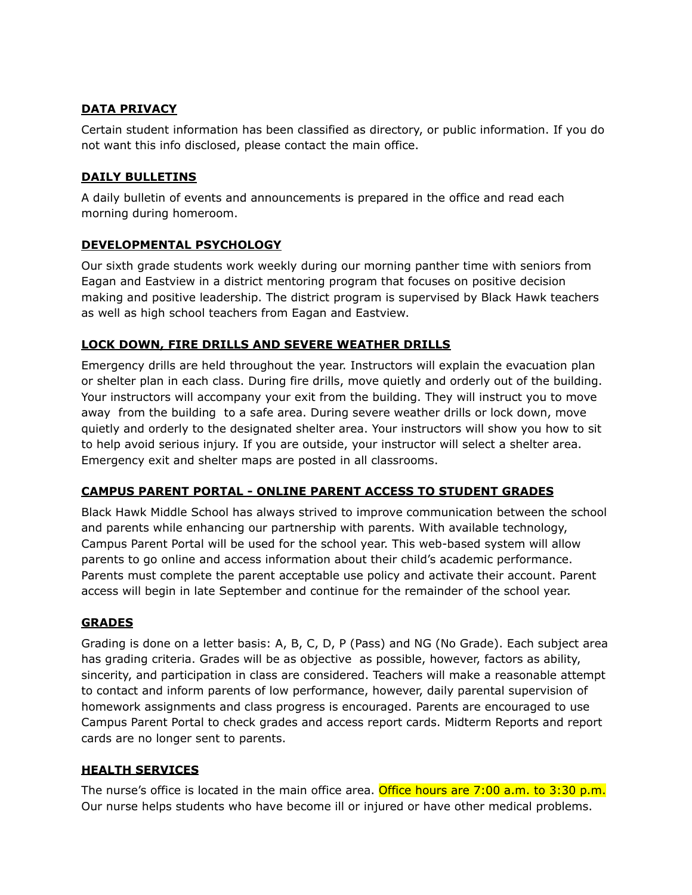## DATA PRIVACY

Certain student information has been classified as directory, or public information. If you do not want this info disclosed, please contact the main office.

## DAILY BULLETINS

A daily bulletin of events and announcements is prepared in the office and read each morning during homeroom.

## DEVELOPMENTAL PSYCHOLOGY

Our sixth grade students work weekly during our morning panther time with seniors from Eagan and Eastview in a district mentoring program that focuses on positive decision making and positive leadership. The district program is supervised by Black Hawk teachers as well as high school teachers from Eagan and Eastview.

## LOCK DOWN, FIRE DRILLS AND SEVERE WEATHER DRILLS

Emergency drills are held throughout the year. Instructors will explain the evacuation plan or shelter plan in each class. During fire drills, move quietly and orderly out of the building. Your instructors will accompany your exit from the building. They will instruct you to move away from the building to a safe area. During severe weather drills or lock down, move quietly and orderly to the designated shelter area. Your instructors will show you how to sit to help avoid serious injury. If you are outside, your instructor will select a shelter area. Emergency exit and shelter maps are posted in all classrooms.

## CAMPUS PARENT PORTAL - ONLINE PARENT ACCESS TO STUDENT GRADES

Black Hawk Middle School has always strived to improve communication between the school and parents while enhancing our partnership with parents. With available technology, Campus Parent Portal will be used for the school year. This web-based system will allow parents to go online and access information about their child's academic performance. Parents must complete the parent acceptable use policy and activate their account. Parent access will begin in late September and continue for the remainder of the school year.

## GRADES

Grading is done on a letter basis: A, B, C, D, P (Pass) and NG (No Grade). Each subject area has grading criteria. Grades will be as objective as possible, however, factors as ability, sincerity, and participation in class are considered. Teachers will make a reasonable attempt to contact and inform parents of low performance, however, daily parental supervision of homework assignments and class progress is encouraged. Parents are encouraged to use Campus Parent Portal to check grades and access report cards. Midterm Reports and report cards are no longer sent to parents.

## HEALTH SERVICES

The nurse's office is located in the main office area. Office hours are 7:00 a.m. to 3:30 p.m. Our nurse helps students who have become ill or injured or have other medical problems.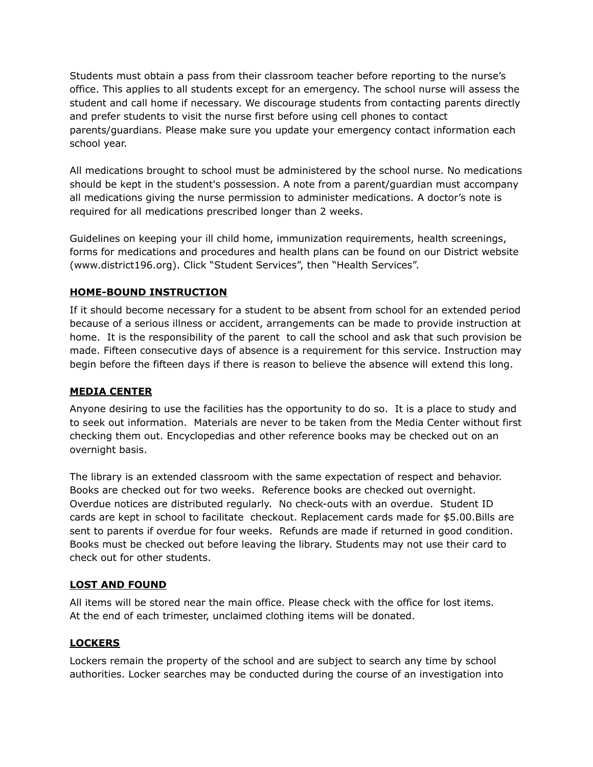Students must obtain a pass from their classroom teacher before reporting to the nurse's office. This applies to all students except for an emergency. The school nurse will assess the student and call home if necessary. We discourage students from contacting parents directly and prefer students to visit the nurse first before using cell phones to contact parents/guardians. Please make sure you update your emergency contact information each school year.

All medications brought to school must be administered by the school nurse. No medications should be kept in the student's possession. A note from a parent/guardian must accompany all medications giving the nurse permission to administer medications. A doctor's note is required for all medications prescribed longer than 2 weeks.

Guidelines on keeping your ill child home, immunization requirements, health screenings, forms for medications and procedures and health plans can be found on our District website (www.district196.org). Click "Student Services", then "Health Services".

## HOME-BOUND INSTRUCTION

If it should become necessary for a student to be absent from school for an extended period because of a serious illness or accident, arrangements can be made to provide instruction at home. It is the responsibility of the parent to call the school and ask that such provision be made. Fifteen consecutive days of absence is a requirement for this service. Instruction may begin before the fifteen days if there is reason to believe the absence will extend this long.

## MEDIA CENTER

Anyone desiring to use the facilities has the opportunity to do so. It is a place to study and to seek out information. Materials are never to be taken from the Media Center without first checking them out. Encyclopedias and other reference books may be checked out on an overnight basis.

The library is an extended classroom with the same expectation of respect and behavior. Books are checked out for two weeks. Reference books are checked out overnight. Overdue notices are distributed regularly. No check-outs with an overdue. Student ID cards are kept in school to facilitate checkout. Replacement cards made for $5.00.Bills are sent to parents if overdue for four weeks. Refunds are made if returned in good condition. Books must be checked out before leaving the library. Students may not use their card to check out for other students.

## LOST AND FOUND

All items will be stored near the main office. Please check with the office for lost items. At the end of each trimester, unclaimed clothing items will be donated.

## LOCKERS

Lockers remain the property of the school and are subject to search any time by school authorities. Locker searches may be conducted during the course of an investigation into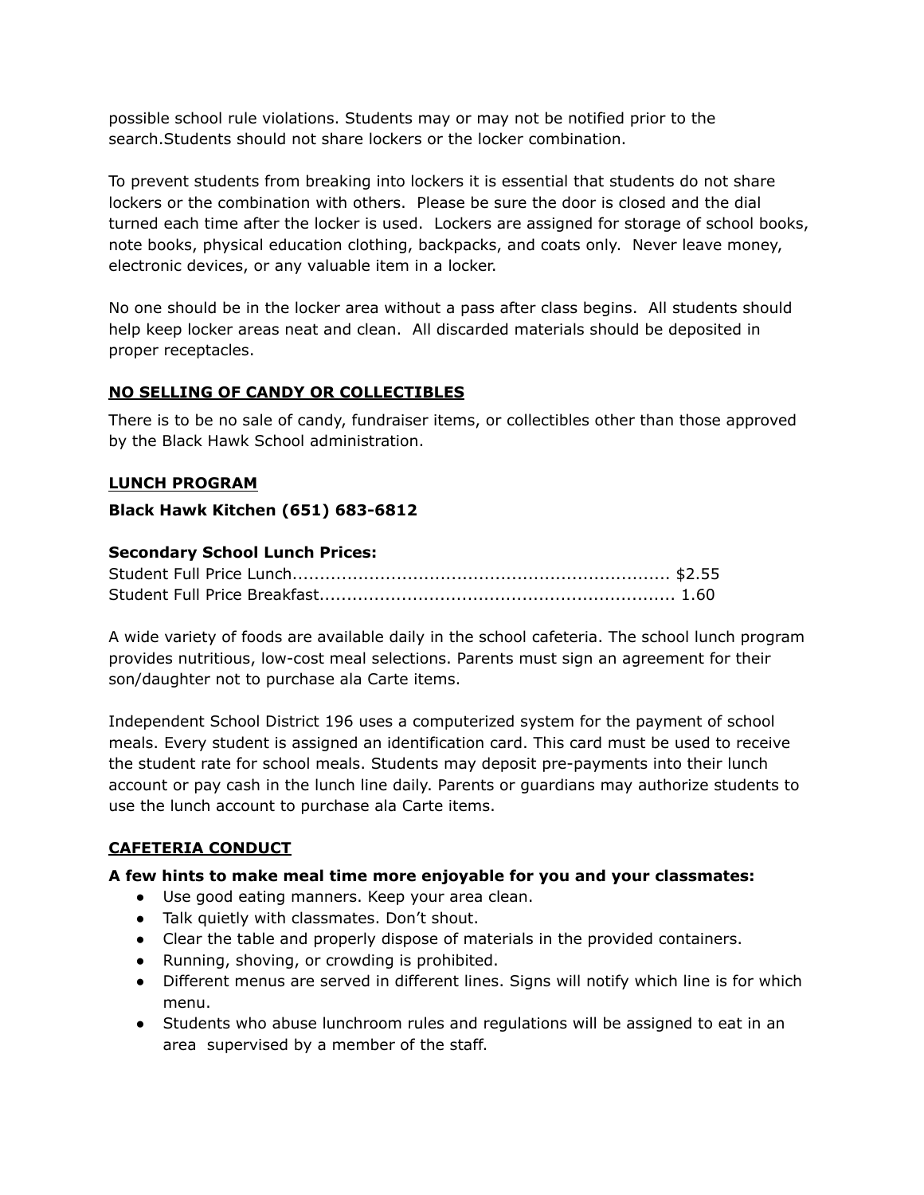possible school rule violations. Students may or may not be notified prior to the search.Students should not share lockers or the locker combination.

To prevent students from breaking into lockers it is essential that students do not share lockers or the combination with others. Please be sure the door is closed and the dial turned each time after the locker is used. Lockers are assigned for storage of school books, note books, physical education clothing, backpacks, and coats only. Never leave money, electronic devices, or any valuable item in a locker.

No one should be in the locker area without a pass after class begins. All students should help keep locker areas neat and clean. All discarded materials should be deposited in proper receptacles.

## NO SELLING OF CANDY OR COLLECTIBLES

There is to be no sale of candy, fundraiser items, or collectibles other than those approved by the Black Hawk School administration.

## LUNCH PROGRAM

**Black Hawk Kitchen (651) 683-6812**

**Secondary School Lunch Prices:**

Student Full Price Lunch.................................................................... $2.55
Student Full Price Breakfast................................................................ 1.60

A wide variety of foods are available daily in the school cafeteria. The school lunch program provides nutritious, low-cost meal selections. Parents must sign an agreement for their son/daughter not to purchase ala Carte items.

Independent School District 196 uses a computerized system for the payment of school meals. Every student is assigned an identification card. This card must be used to receive the student rate for school meals. Students may deposit pre-payments into their lunch account or pay cash in the lunch line daily. Parents or guardians may authorize students to use the lunch account to purchase ala Carte items.

## CAFETERIA CONDUCT

**A few hints to make meal time more enjoyable for you and your classmates:**

- Use good eating manners. Keep your area clean.
- Talk quietly with classmates. Don't shout.
- Clear the table and properly dispose of materials in the provided containers.
- Running, shoving, or crowding is prohibited.
- Different menus are served in different lines. Signs will notify which line is for which menu.
- Students who abuse lunchroom rules and regulations will be assigned to eat in an area supervised by a member of the staff.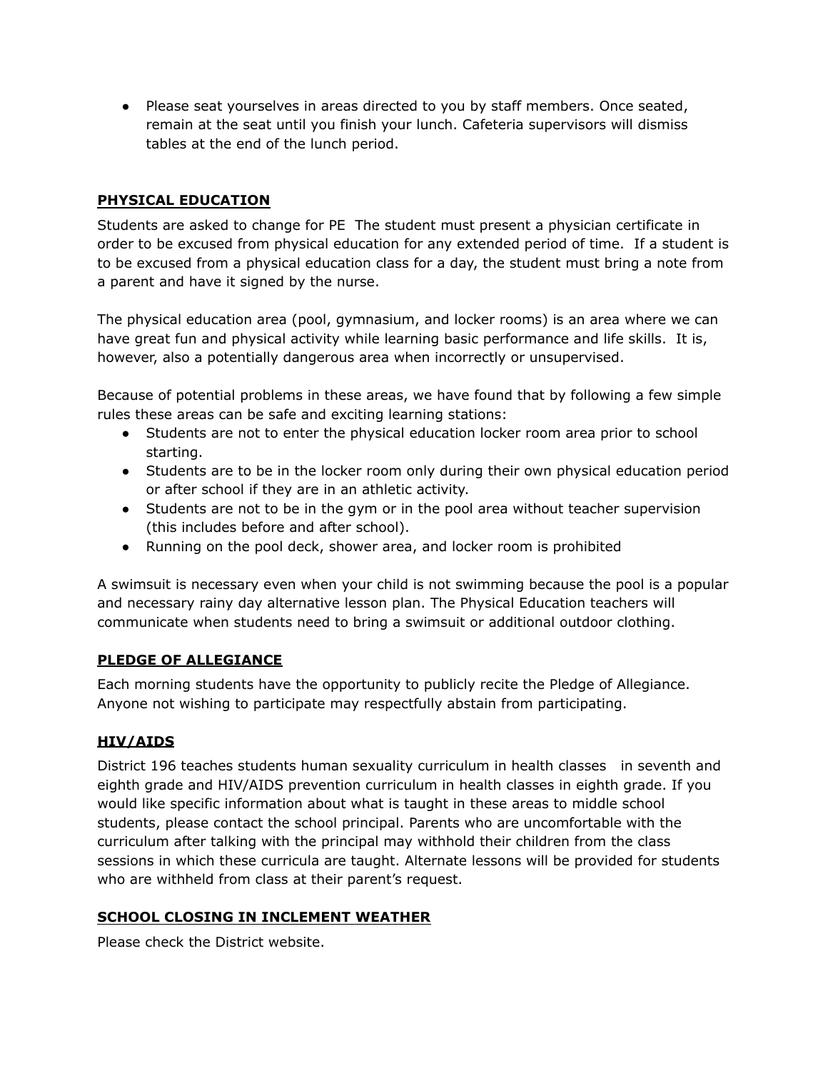- Please seat yourselves in areas directed to you by staff members. Once seated, remain at the seat until you finish your lunch. Cafeteria supervisors will dismiss tables at the end of the lunch period.

## PHYSICAL EDUCATION

Students are asked to change for PE The student must present a physician certificate in order to be excused from physical education for any extended period of time. If a student is to be excused from a physical education class for a day, the student must bring a note from a parent and have it signed by the nurse.

The physical education area (pool, gymnasium, and locker rooms) is an area where we can have great fun and physical activity while learning basic performance and life skills. It is, however, also a potentially dangerous area when incorrectly or unsupervised.

Because of potential problems in these areas, we have found that by following a few simple rules these areas can be safe and exciting learning stations:

- Students are not to enter the physical education locker room area prior to school starting.
- Students are to be in the locker room only during their own physical education period or after school if they are in an athletic activity.
- Students are not to be in the gym or in the pool area without teacher supervision (this includes before and after school).
- Running on the pool deck, shower area, and locker room is prohibited

A swimsuit is necessary even when your child is not swimming because the pool is a popular and necessary rainy day alternative lesson plan. The Physical Education teachers will communicate when students need to bring a swimsuit or additional outdoor clothing.

## PLEDGE OF ALLEGIANCE

Each morning students have the opportunity to publicly recite the Pledge of Allegiance. Anyone not wishing to participate may respectfully abstain from participating.

## HIV/AIDS

District 196 teaches students human sexuality curriculum in health classes in seventh and eighth grade and HIV/AIDS prevention curriculum in health classes in eighth grade. If you would like specific information about what is taught in these areas to middle school students, please contact the school principal. Parents who are uncomfortable with the curriculum after talking with the principal may withhold their children from the class sessions in which these curricula are taught. Alternate lessons will be provided for students who are withheld from class at their parent's request.

## SCHOOL CLOSING IN INCLEMENT WEATHER

Please check the District website.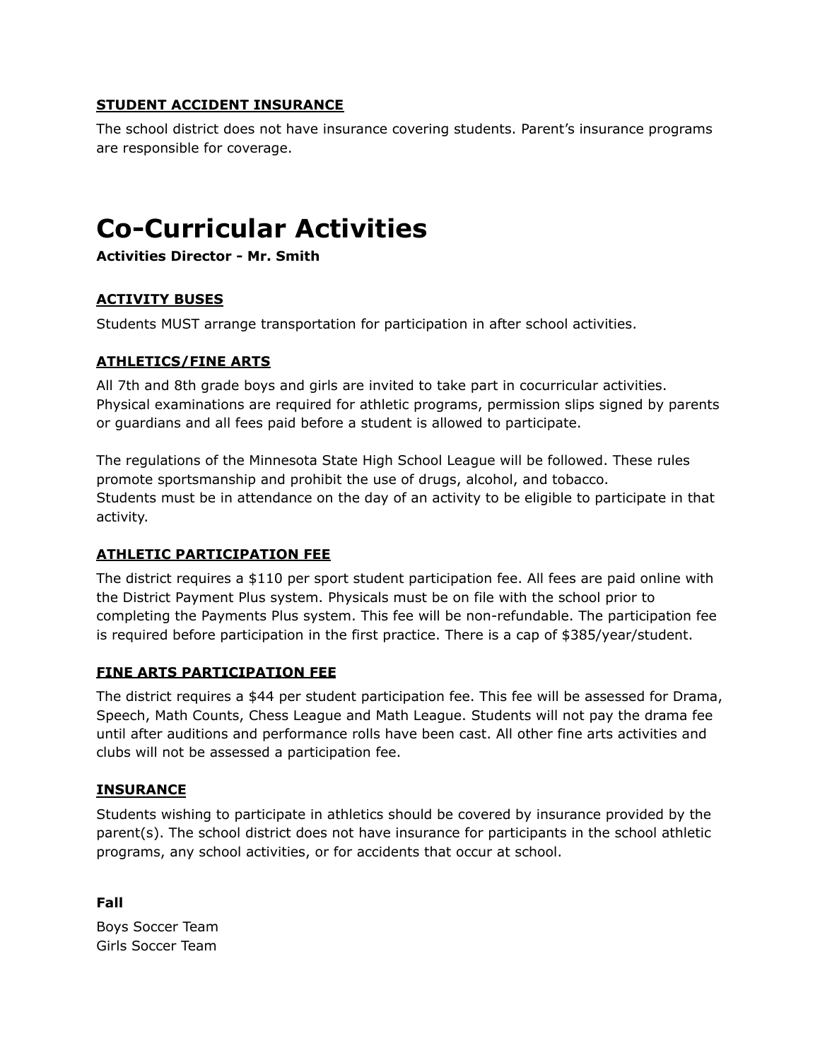**<u>STUDENT ACCIDENT INSURANCE</u>**

The school district does not have insurance covering students. Parent's insurance programs are responsible for coverage.

# Co-Curricular Activities

**Activities Director - Mr. Smith**

**<u>ACTIVITY BUSES</u>**

Students MUST arrange transportation for participation in after school activities.

**<u>ATHLETICS/FINE ARTS</u>**

All 7th and 8th grade boys and girls are invited to take part in cocurricular activities. Physical examinations are required for athletic programs, permission slips signed by parents or guardians and all fees paid before a student is allowed to participate.

The regulations of the Minnesota State High School League will be followed. These rules promote sportsmanship and prohibit the use of drugs, alcohol, and tobacco.
Students must be in attendance on the day of an activity to be eligible to participate in that activity.

**<u>ATHLETIC PARTICIPATION FEE</u>**

The district requires a $110 per sport student participation fee. All fees are paid online with the District Payment Plus system. Physicals must be on file with the school prior to completing the Payments Plus system. This fee will be non-refundable. The participation fee is required before participation in the first practice. There is a cap of $385/year/student.

**<u>FINE ARTS PARTICIPATION FEE</u>**

The district requires a $44 per student participation fee. This fee will be assessed for Drama, Speech, Math Counts, Chess League and Math League. Students will not pay the drama fee until after auditions and performance rolls have been cast. All other fine arts activities and clubs will not be assessed a participation fee.

**<u>INSURANCE</u>**

Students wishing to participate in athletics should be covered by insurance provided by the parent(s). The school district does not have insurance for participants in the school athletic programs, any school activities, or for accidents that occur at school.

**Fall**

Boys Soccer Team
Girls Soccer Team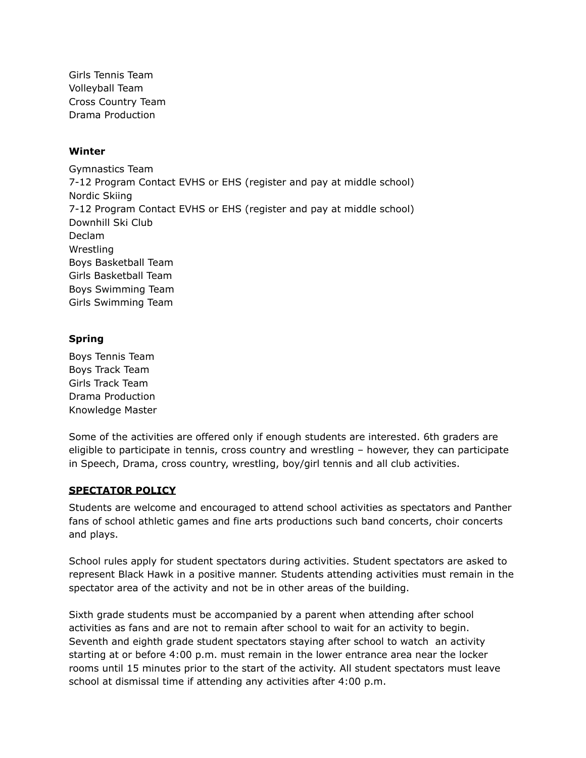Girls Tennis Team
Volleyball Team
Cross Country Team
Drama Production

**Winter**

Gymnastics Team
7-12 Program Contact EVHS or EHS (register and pay at middle school)
Nordic Skiing
7-12 Program Contact EVHS or EHS (register and pay at middle school)
Downhill Ski Club
Declam
Wrestling
Boys Basketball Team
Girls Basketball Team
Boys Swimming Team
Girls Swimming Team

**Spring**

Boys Tennis Team
Boys Track Team
Girls Track Team
Drama Production
Knowledge Master

Some of the activities are offered only if enough students are interested. 6th graders are eligible to participate in tennis, cross country and wrestling – however, they can participate in Speech, Drama, cross country, wrestling, boy/girl tennis and all club activities.

## SPECTATOR POLICY

Students are welcome and encouraged to attend school activities as spectators and Panther fans of school athletic games and fine arts productions such band concerts, choir concerts and plays.

School rules apply for student spectators during activities. Student spectators are asked to represent Black Hawk in a positive manner. Students attending activities must remain in the spectator area of the activity and not be in other areas of the building.

Sixth grade students must be accompanied by a parent when attending after school activities as fans and are not to remain after school to wait for an activity to begin. Seventh and eighth grade student spectators staying after school to watch an activity starting at or before 4:00 p.m. must remain in the lower entrance area near the locker rooms until 15 minutes prior to the start of the activity. All student spectators must leave school at dismissal time if attending any activities after 4:00 p.m.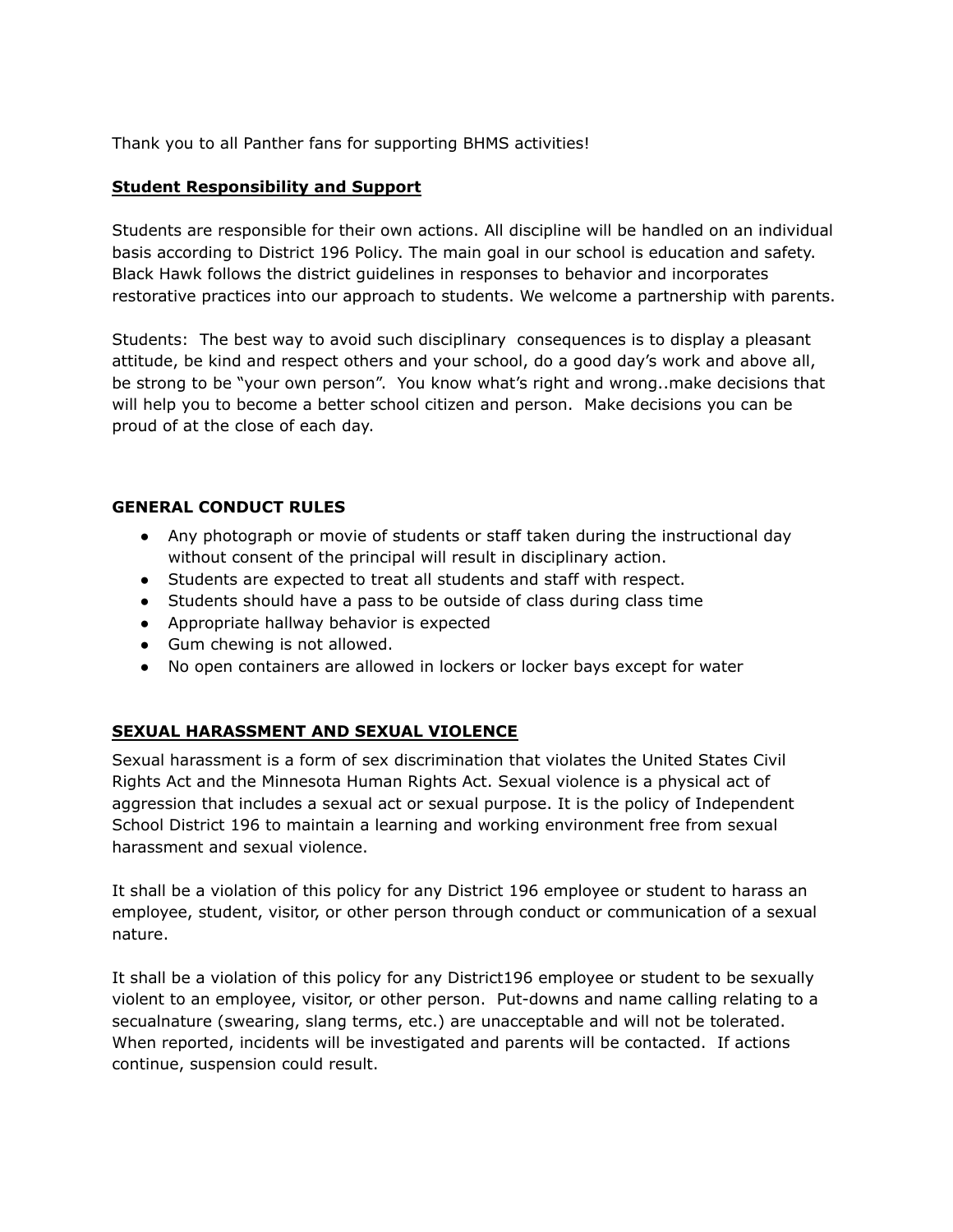Thank you to all Panther fans for supporting BHMS activities!

## **Student Responsibility and Support**

Students are responsible for their own actions. All discipline will be handled on an individual basis according to District 196 Policy. The main goal in our school is education and safety. Black Hawk follows the district guidelines in responses to behavior and incorporates restorative practices into our approach to students. We welcome a partnership with parents.

Students: The best way to avoid such disciplinary consequences is to display a pleasant attitude, be kind and respect others and your school, do a good day's work and above all, be strong to be "your own person". You know what's right and wrong..make decisions that will help you to become a better school citizen and person. Make decisions you can be proud of at the close of each day.

## **GENERAL CONDUCT RULES**

- Any photograph or movie of students or staff taken during the instructional day without consent of the principal will result in disciplinary action.
- Students are expected to treat all students and staff with respect.
- Students should have a pass to be outside of class during class time
- Appropriate hallway behavior is expected
- Gum chewing is not allowed.
- No open containers are allowed in lockers or locker bays except for water

## **SEXUAL HARASSMENT AND SEXUAL VIOLENCE**

Sexual harassment is a form of sex discrimination that violates the United States Civil Rights Act and the Minnesota Human Rights Act. Sexual violence is a physical act of aggression that includes a sexual act or sexual purpose. It is the policy of Independent School District 196 to maintain a learning and working environment free from sexual harassment and sexual violence.

It shall be a violation of this policy for any District 196 employee or student to harass an employee, student, visitor, or other person through conduct or communication of a sexual nature.

It shall be a violation of this policy for any District196 employee or student to be sexually violent to an employee, visitor, or other person. Put-downs and name calling relating to a secualnature (swearing, slang terms, etc.) are unacceptable and will not be tolerated. When reported, incidents will be investigated and parents will be contacted. If actions continue, suspension could result.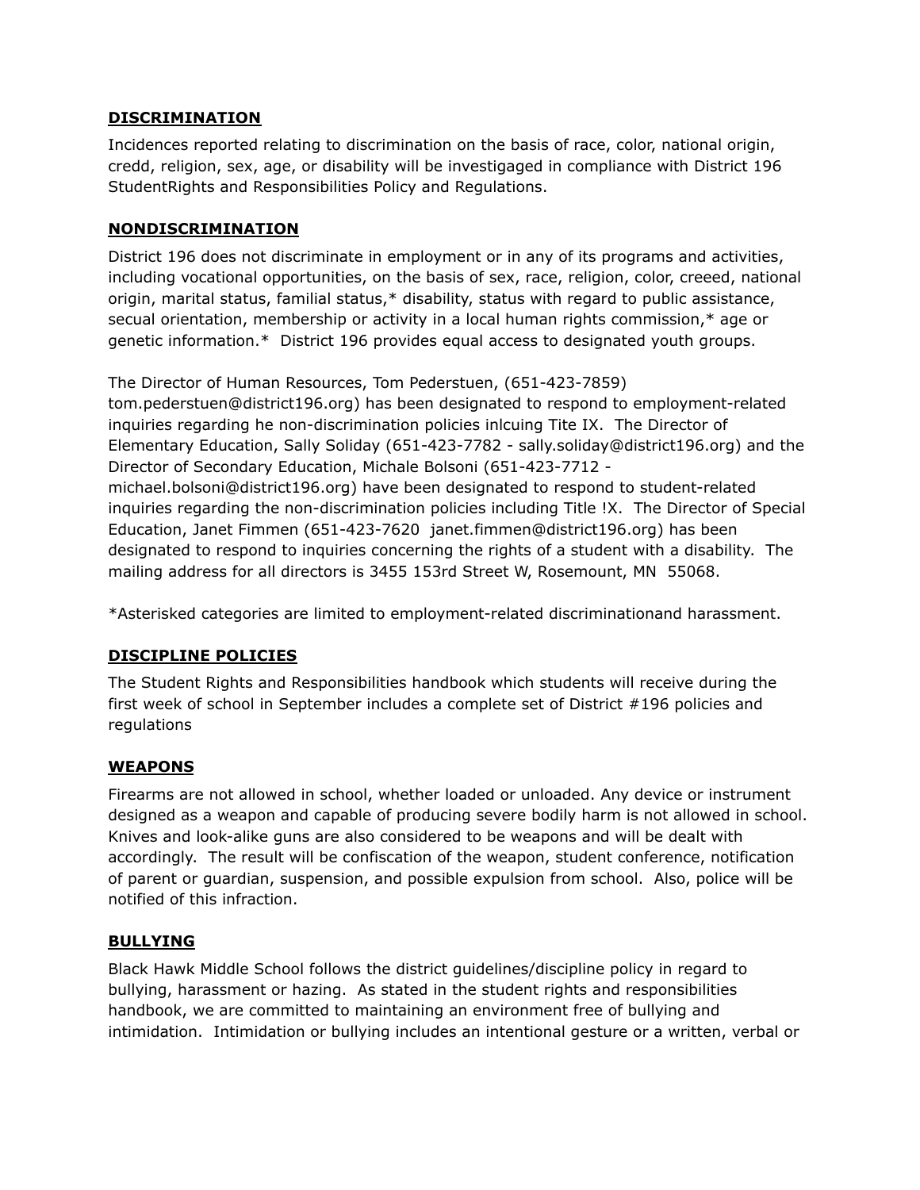## DISCRIMINATION

Incidences reported relating to discrimination on the basis of race, color, national origin, credd, religion, sex, age, or disability will be investigaged in compliance with District 196 StudentRights and Responsibilities Policy and Regulations.

## NONDISCRIMINATION

District 196 does not discriminate in employment or in any of its programs and activities, including vocational opportunities, on the basis of sex, race, religion, color, creeed, national origin, marital status, familial status,* disability, status with regard to public assistance, secual orientation, membership or activity in a local human rights commission,* age or genetic information.* District 196 provides equal access to designated youth groups.

The Director of Human Resources, Tom Pederstuen, (651-423-7859) tom.pederstuen@district196.org) has been designated to respond to employment-related inquiries regarding he non-discrimination policies inlcuing Tite IX. The Director of Elementary Education, Sally Soliday (651-423-7782 - sally.soliday@district196.org) and the Director of Secondary Education, Michale Bolsoni (651-423-7712 - michael.bolsoni@district196.org) have been designated to respond to student-related inquiries regarding the non-discrimination policies including Title !X. The Director of Special Education, Janet Fimmen (651-423-7620 janet.fimmen@district196.org) has been designated to respond to inquiries concerning the rights of a student with a disability. The mailing address for all directors is 3455 153rd Street W, Rosemount, MN 55068.

*Asterisked categories are limited to employment-related discriminationand harassment.

## DISCIPLINE POLICIES

The Student Rights and Responsibilities handbook which students will receive during the first week of school in September includes a complete set of District #196 policies and regulations

## WEAPONS

Firearms are not allowed in school, whether loaded or unloaded. Any device or instrument designed as a weapon and capable of producing severe bodily harm is not allowed in school. Knives and look-alike guns are also considered to be weapons and will be dealt with accordingly. The result will be confiscation of the weapon, student conference, notification of parent or guardian, suspension, and possible expulsion from school. Also, police will be notified of this infraction.

## BULLYING

Black Hawk Middle School follows the district guidelines/discipline policy in regard to bullying, harassment or hazing. As stated in the student rights and responsibilities handbook, we are committed to maintaining an environment free of bullying and intimidation. Intimidation or bullying includes an intentional gesture or a written, verbal or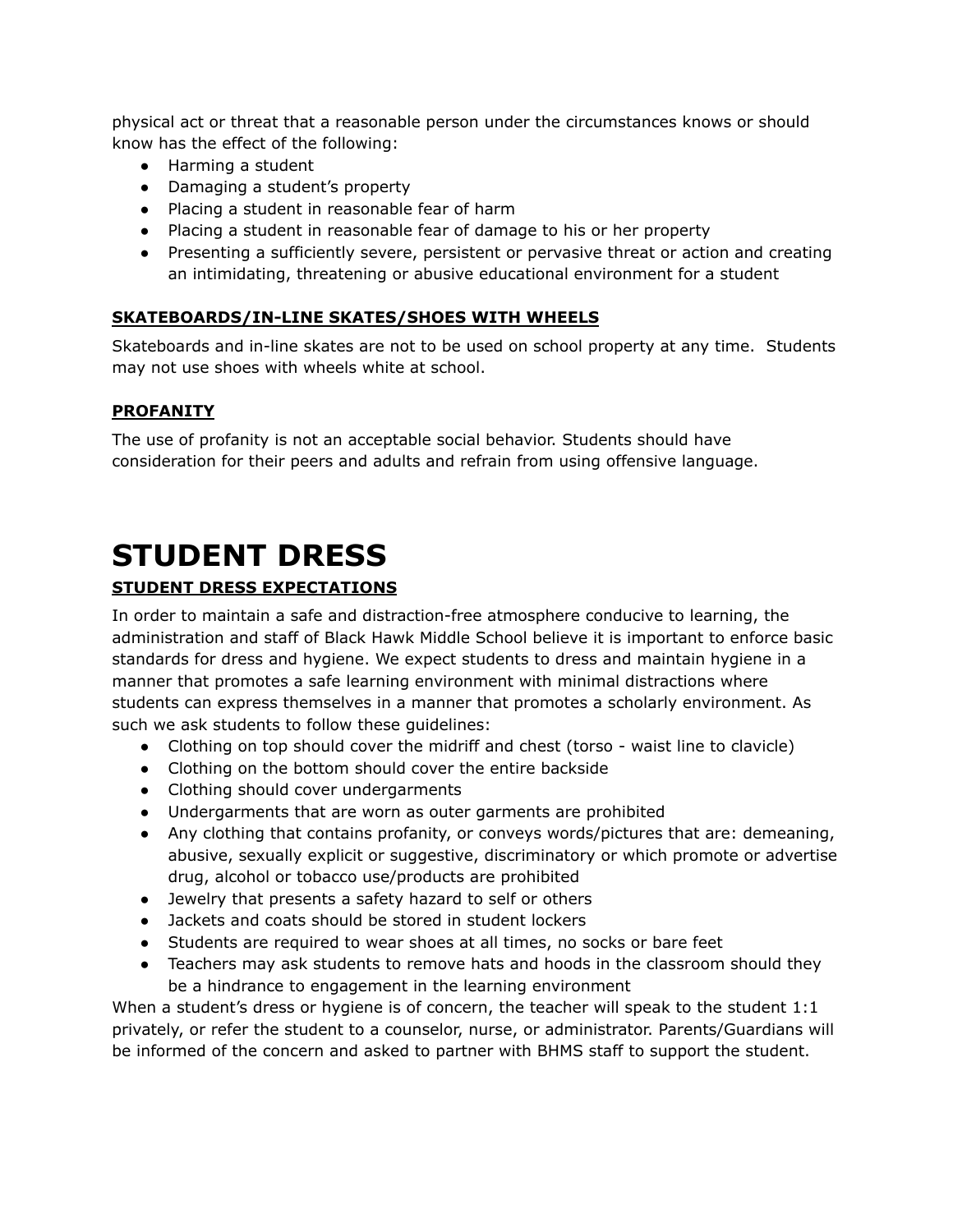physical act or threat that a reasonable person under the circumstances knows or should know has the effect of the following:

- Harming a student
- Damaging a student's property
- Placing a student in reasonable fear of harm
- Placing a student in reasonable fear of damage to his or her property
- Presenting a sufficiently severe, persistent or pervasive threat or action and creating an intimidating, threatening or abusive educational environment for a student

### SKATEBOARDS/IN-LINE SKATES/SHOES WITH WHEELS

Skateboards and in-line skates are not to be used on school property at any time. Students may not use shoes with wheels white at school.

### PROFANITY

The use of profanity is not an acceptable social behavior. Students should have consideration for their peers and adults and refrain from using offensive language.

# STUDENT DRESS

### STUDENT DRESS EXPECTATIONS

In order to maintain a safe and distraction-free atmosphere conducive to learning, the administration and staff of Black Hawk Middle School believe it is important to enforce basic standards for dress and hygiene. We expect students to dress and maintain hygiene in a manner that promotes a safe learning environment with minimal distractions where students can express themselves in a manner that promotes a scholarly environment. As such we ask students to follow these guidelines:

- Clothing on top should cover the midriff and chest (torso - waist line to clavicle)
- Clothing on the bottom should cover the entire backside
- Clothing should cover undergarments
- Undergarments that are worn as outer garments are prohibited
- Any clothing that contains profanity, or conveys words/pictures that are: demeaning, abusive, sexually explicit or suggestive, discriminatory or which promote or advertise drug, alcohol or tobacco use/products are prohibited
- Jewelry that presents a safety hazard to self or others
- Jackets and coats should be stored in student lockers
- Students are required to wear shoes at all times, no socks or bare feet
- Teachers may ask students to remove hats and hoods in the classroom should they be a hindrance to engagement in the learning environment

When a student's dress or hygiene is of concern, the teacher will speak to the student 1:1 privately, or refer the student to a counselor, nurse, or administrator. Parents/Guardians will be informed of the concern and asked to partner with BHMS staff to support the student.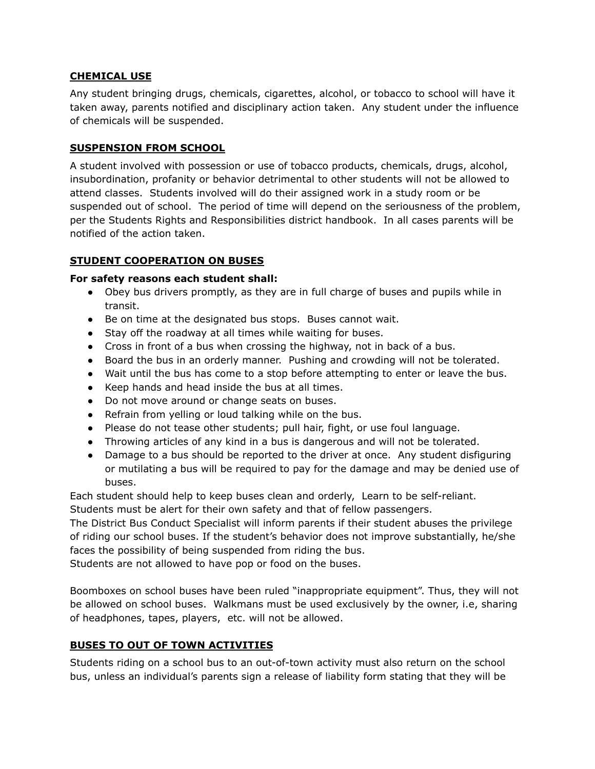## CHEMICAL USE

Any student bringing drugs, chemicals, cigarettes, alcohol, or tobacco to school will have it taken away, parents notified and disciplinary action taken. Any student under the influence of chemicals will be suspended.

## SUSPENSION FROM SCHOOL

A student involved with possession or use of tobacco products, chemicals, drugs, alcohol, insubordination, profanity or behavior detrimental to other students will not be allowed to attend classes. Students involved will do their assigned work in a study room or be suspended out of school. The period of time will depend on the seriousness of the problem, per the Students Rights and Responsibilities district handbook. In all cases parents will be notified of the action taken.

## STUDENT COOPERATION ON BUSES

**For safety reasons each student shall:**

- Obey bus drivers promptly, as they are in full charge of buses and pupils while in transit.
- Be on time at the designated bus stops. Buses cannot wait.
- Stay off the roadway at all times while waiting for buses.
- Cross in front of a bus when crossing the highway, not in back of a bus.
- Board the bus in an orderly manner. Pushing and crowding will not be tolerated.
- Wait until the bus has come to a stop before attempting to enter or leave the bus.
- Keep hands and head inside the bus at all times.
- Do not move around or change seats on buses.
- Refrain from yelling or loud talking while on the bus.
- Please do not tease other students; pull hair, fight, or use foul language.
- Throwing articles of any kind in a bus is dangerous and will not be tolerated.
- Damage to a bus should be reported to the driver at once. Any student disfiguring or mutilating a bus will be required to pay for the damage and may be denied use of buses.

Each student should help to keep buses clean and orderly, Learn to be self-reliant.
Students must be alert for their own safety and that of fellow passengers.
The District Bus Conduct Specialist will inform parents if their student abuses the privilege of riding our school buses. If the student's behavior does not improve substantially, he/she faces the possibility of being suspended from riding the bus.
Students are not allowed to have pop or food on the buses.

Boomboxes on school buses have been ruled "inappropriate equipment". Thus, they will not be allowed on school buses. Walkmans must be used exclusively by the owner, i.e, sharing of headphones, tapes, players, etc. will not be allowed.

## BUSES TO OUT OF TOWN ACTIVITIES

Students riding on a school bus to an out-of-town activity must also return on the school bus, unless an individual's parents sign a release of liability form stating that they will be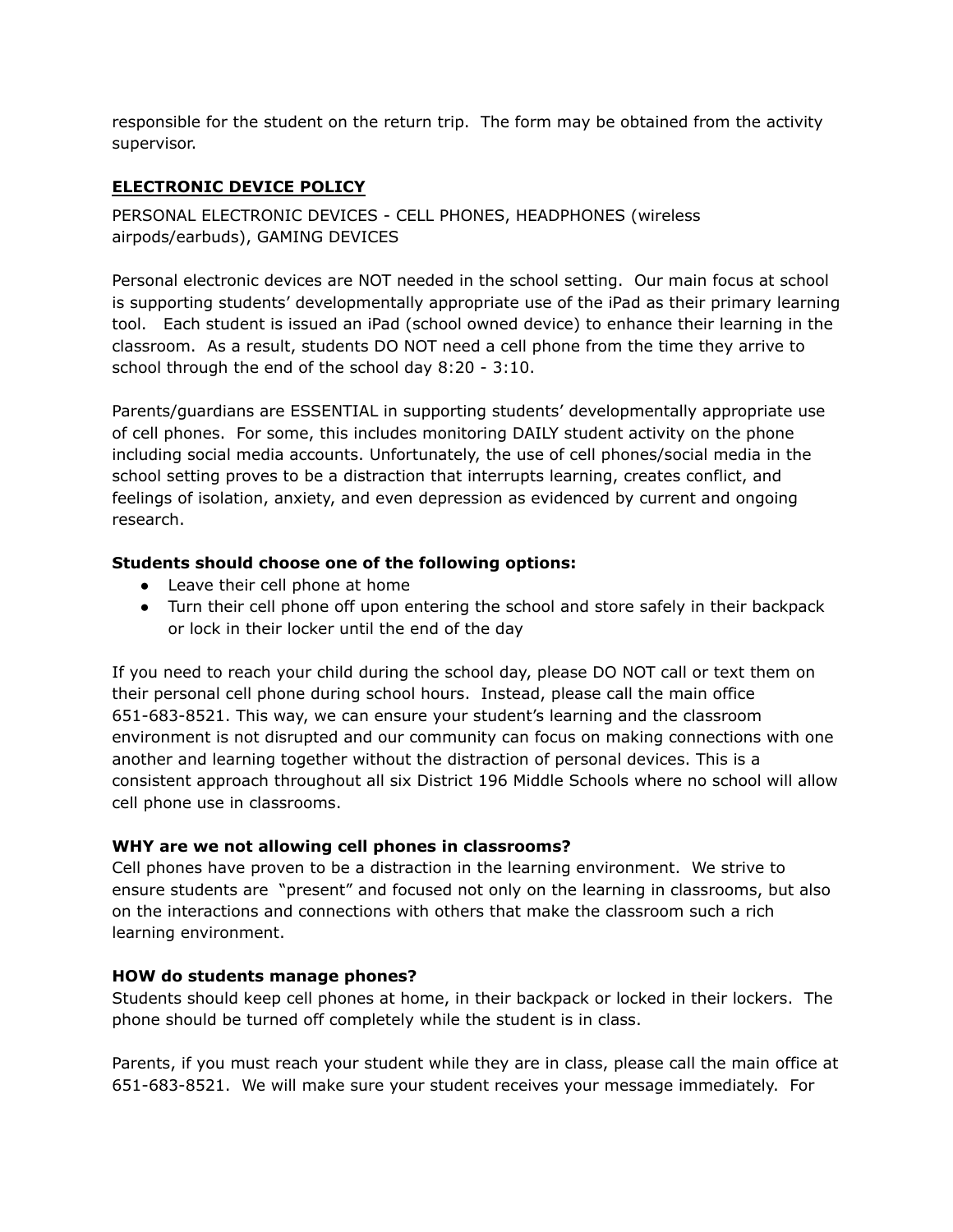responsible for the student on the return trip. The form may be obtained from the activity supervisor.

## ELECTRONIC DEVICE POLICY

PERSONAL ELECTRONIC DEVICES - CELL PHONES, HEADPHONES (wireless airpods/earbuds), GAMING DEVICES

Personal electronic devices are NOT needed in the school setting. Our main focus at school is supporting students' developmentally appropriate use of the iPad as their primary learning tool. Each student is issued an iPad (school owned device) to enhance their learning in the classroom. As a result, students DO NOT need a cell phone from the time they arrive to school through the end of the school day 8:20 - 3:10.

Parents/guardians are ESSENTIAL in supporting students' developmentally appropriate use of cell phones. For some, this includes monitoring DAILY student activity on the phone including social media accounts. Unfortunately, the use of cell phones/social media in the school setting proves to be a distraction that interrupts learning, creates conflict, and feelings of isolation, anxiety, and even depression as evidenced by current and ongoing research.

**Students should choose one of the following options:**

- Leave their cell phone at home
- Turn their cell phone off upon entering the school and store safely in their backpack or lock in their locker until the end of the day

If you need to reach your child during the school day, please DO NOT call or text them on their personal cell phone during school hours. Instead, please call the main office 651-683-8521. This way, we can ensure your student's learning and the classroom environment is not disrupted and our community can focus on making connections with one another and learning together without the distraction of personal devices. This is a consistent approach throughout all six District 196 Middle Schools where no school will allow cell phone use in classrooms.

**WHY are we not allowing cell phones in classrooms?**
Cell phones have proven to be a distraction in the learning environment. We strive to ensure students are "present" and focused not only on the learning in classrooms, but also on the interactions and connections with others that make the classroom such a rich learning environment.

**HOW do students manage phones?**
Students should keep cell phones at home, in their backpack or locked in their lockers. The phone should be turned off completely while the student is in class.

Parents, if you must reach your student while they are in class, please call the main office at 651-683-8521. We will make sure your student receives your message immediately. For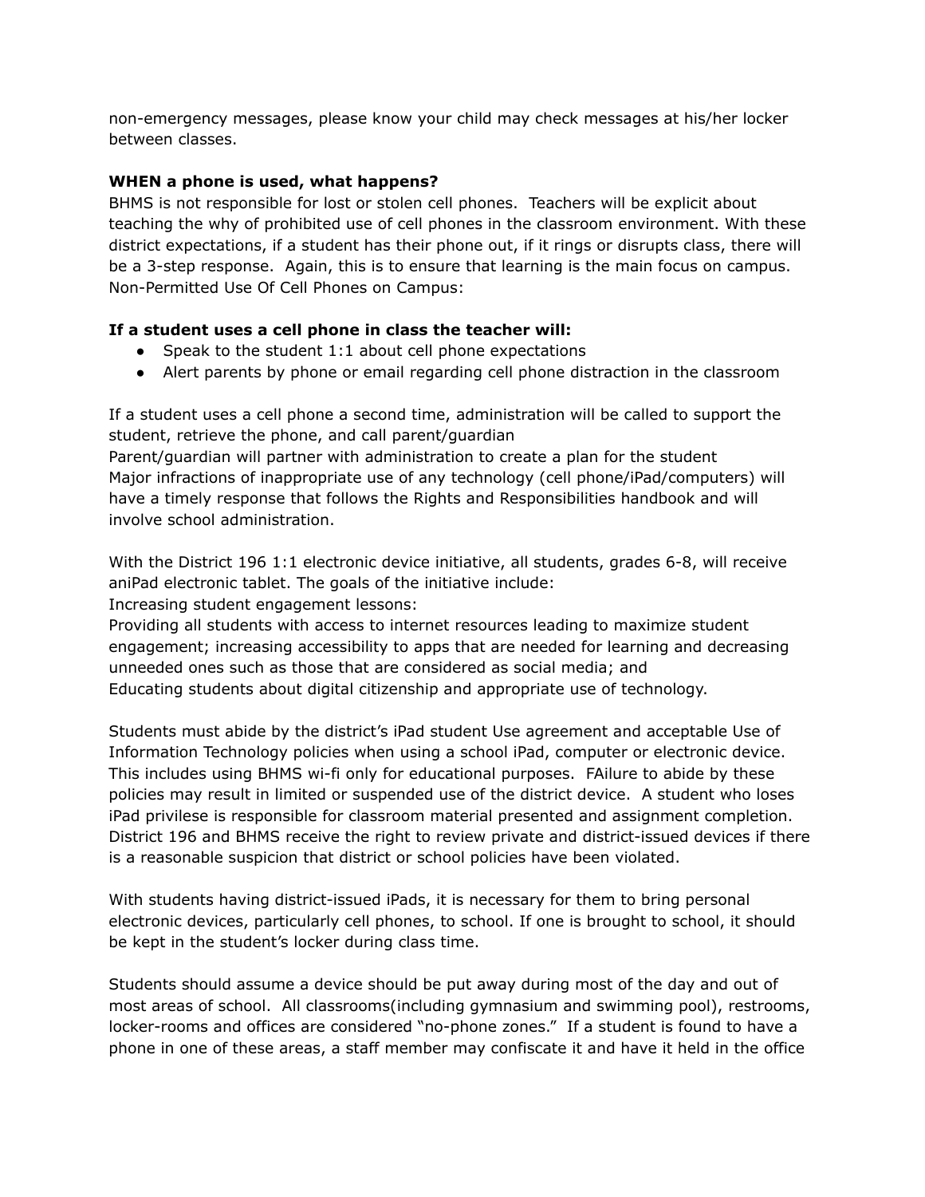non-emergency messages, please know your child may check messages at his/her locker between classes.

**WHEN a phone is used, what happens?**
BHMS is not responsible for lost or stolen cell phones. Teachers will be explicit about teaching the why of prohibited use of cell phones in the classroom environment. With these district expectations, if a student has their phone out, if it rings or disrupts class, there will be a 3-step response. Again, this is to ensure that learning is the main focus on campus. Non-Permitted Use Of Cell Phones on Campus:

**If a student uses a cell phone in class the teacher will:**

- Speak to the student 1:1 about cell phone expectations
- Alert parents by phone or email regarding cell phone distraction in the classroom

If a student uses a cell phone a second time, administration will be called to support the student, retrieve the phone, and call parent/guardian
Parent/guardian will partner with administration to create a plan for the student
Major infractions of inappropriate use of any technology (cell phone/iPad/computers) will have a timely response that follows the Rights and Responsibilities handbook and will involve school administration.

With the District 196 1:1 electronic device initiative, all students, grades 6-8, will receive aniPad electronic tablet. The goals of the initiative include:
Increasing student engagement lessons:
Providing all students with access to internet resources leading to maximize student engagement; increasing accessibility to apps that are needed for learning and decreasing unneeded ones such as those that are considered as social media; and
Educating students about digital citizenship and appropriate use of technology.

Students must abide by the district's iPad student Use agreement and acceptable Use of Information Technology policies when using a school iPad, computer or electronic device. This includes using BHMS wi-fi only for educational purposes. FAilure to abide by these policies may result in limited or suspended use of the district device. A student who loses iPad privilese is responsible for classroom material presented and assignment completion. District 196 and BHMS receive the right to review private and district-issued devices if there is a reasonable suspicion that district or school policies have been violated.

With students having district-issued iPads, it is necessary for them to bring personal electronic devices, particularly cell phones, to school. If one is brought to school, it should be kept in the student's locker during class time.

Students should assume a device should be put away during most of the day and out of most areas of school. All classrooms(including gymnasium and swimming pool), restrooms, locker-rooms and offices are considered "no-phone zones." If a student is found to have a phone in one of these areas, a staff member may confiscate it and have it held in the office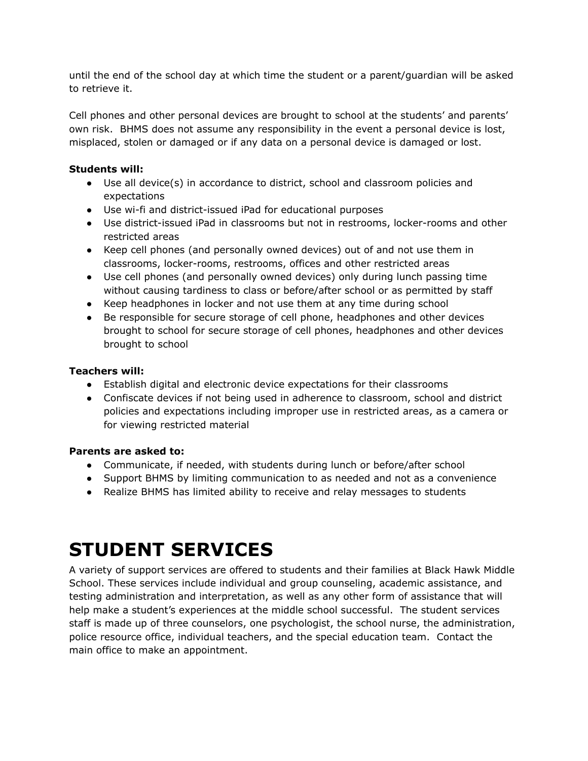until the end of the school day at which time the student or a parent/guardian will be asked to retrieve it.

Cell phones and other personal devices are brought to school at the students' and parents' own risk. BHMS does not assume any responsibility in the event a personal device is lost, misplaced, stolen or damaged or if any data on a personal device is damaged or lost.

**Students will:**

- Use all device(s) in accordance to district, school and classroom policies and expectations
- Use wi-fi and district-issued iPad for educational purposes
- Use district-issued iPad in classrooms but not in restrooms, locker-rooms and other restricted areas
- Keep cell phones (and personally owned devices) out of and not use them in classrooms, locker-rooms, restrooms, offices and other restricted areas
- Use cell phones (and personally owned devices) only during lunch passing time without causing tardiness to class or before/after school or as permitted by staff
- Keep headphones in locker and not use them at any time during school
- Be responsible for secure storage of cell phone, headphones and other devices brought to school for secure storage of cell phones, headphones and other devices brought to school

**Teachers will:**

- Establish digital and electronic device expectations for their classrooms
- Confiscate devices if not being used in adherence to classroom, school and district policies and expectations including improper use in restricted areas, as a camera or for viewing restricted material

**Parents are asked to:**

- Communicate, if needed, with students during lunch or before/after school
- Support BHMS by limiting communication to as needed and not as a convenience
- Realize BHMS has limited ability to receive and relay messages to students

# STUDENT SERVICES

A variety of support services are offered to students and their families at Black Hawk Middle School. These services include individual and group counseling, academic assistance, and testing administration and interpretation, as well as any other form of assistance that will help make a student's experiences at the middle school successful. The student services staff is made up of three counselors, one psychologist, the school nurse, the administration, police resource office, individual teachers, and the special education team. Contact the main office to make an appointment.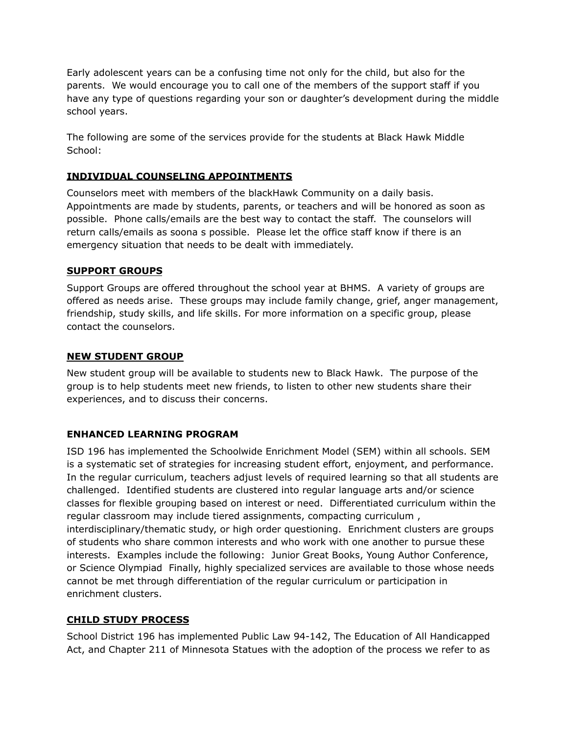Early adolescent years can be a confusing time not only for the child, but also for the parents.  We would encourage you to call one of the members of the support staff if you have any type of questions regarding your son or daughter's development during the middle school years.

The following are some of the services provide for the students at Black Hawk Middle School:

**<u>INDIVIDUAL COUNSELING APPOINTMENTS</u>**

Counselors meet with members of the blackHawk Community on a daily basis. Appointments are made by students, parents, or teachers and will be honored as soon as possible.  Phone calls/emails are the best way to contact the staff.  The counselors will return calls/emails as soona s possible.  Please let the office staff know if there is an emergency situation that needs to be dealt with immediately.

**<u>SUPPORT GROUPS</u>**

Support Groups are offered throughout the school year at BHMS.  A variety of groups are offered as needs arise.  These groups may include family change, grief, anger management, friendship, study skills, and life skills. For more information on a specific group, please contact the counselors.

**<u>NEW STUDENT GROUP</u>**

New student group will be available to students new to Black Hawk.  The purpose of the group is to help students meet new friends, to listen to other new students share their experiences, and to discuss their concerns.

**ENHANCED LEARNING PROGRAM**

ISD 196 has implemented the Schoolwide Enrichment Model (SEM) within all schools. SEM is a systematic set of strategies for increasing student effort, enjoyment, and performance. In the regular curriculum, teachers adjust levels of required learning so that all students are challenged.  Identified students are clustered into regular language arts and/or science classes for flexible grouping based on interest or need.  Differentiated curriculum within the regular classroom may include tiered assignments, compacting curriculum , interdisciplinary/thematic study, or high order questioning.  Enrichment clusters are groups of students who share common interests and who work with one another to pursue these interests.  Examples include the following:  Junior Great Books, Young Author Conference, or Science Olympiad  Finally, highly specialized services are available to those whose needs cannot be met through differentiation of the regular curriculum or participation in enrichment clusters.

**<u>CHILD STUDY PROCESS</u>**

School District 196 has implemented Public Law 94-142, The Education of All Handicapped Act, and Chapter 211 of Minnesota Statues with the adoption of the process we refer to as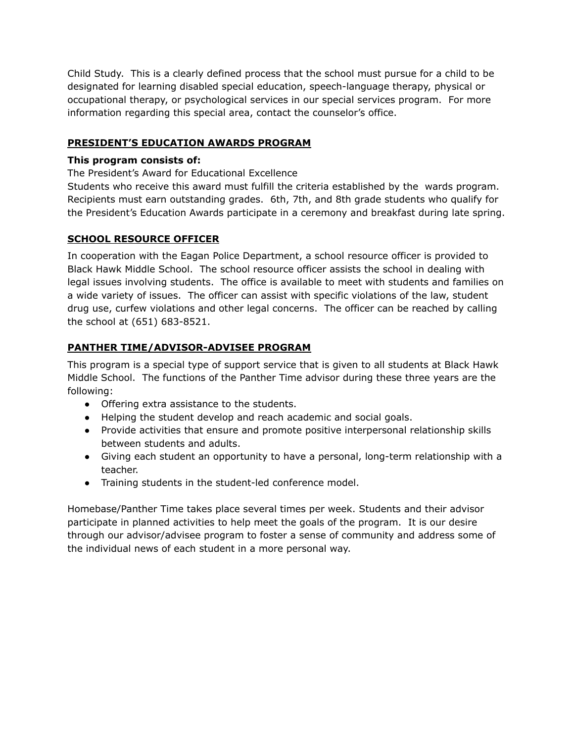Child Study. This is a clearly defined process that the school must pursue for a child to be designated for learning disabled special education, speech-language therapy, physical or occupational therapy, or psychological services in our special services program. For more information regarding this special area, contact the counselor's office.

## **PRESIDENT'S EDUCATION AWARDS PROGRAM**

**This program consists of:**

The President's Award for Educational Excellence

Students who receive this award must fulfill the criteria established by the wards program. Recipients must earn outstanding grades. 6th, 7th, and 8th grade students who qualify for the President's Education Awards participate in a ceremony and breakfast during late spring.

## **SCHOOL RESOURCE OFFICER**

In cooperation with the Eagan Police Department, a school resource officer is provided to Black Hawk Middle School. The school resource officer assists the school in dealing with legal issues involving students. The office is available to meet with students and families on a wide variety of issues. The officer can assist with specific violations of the law, student drug use, curfew violations and other legal concerns. The officer can be reached by calling the school at (651) 683-8521.

## **PANTHER TIME/ADVISOR-ADVISEE PROGRAM**

This program is a special type of support service that is given to all students at Black Hawk Middle School. The functions of the Panther Time advisor during these three years are the following:

- Offering extra assistance to the students.
- Helping the student develop and reach academic and social goals.
- Provide activities that ensure and promote positive interpersonal relationship skills between students and adults.
- Giving each student an opportunity to have a personal, long-term relationship with a teacher.
- Training students in the student-led conference model.

Homebase/Panther Time takes place several times per week. Students and their advisor participate in planned activities to help meet the goals of the program. It is our desire through our advisor/advisee program to foster a sense of community and address some of the individual news of each student in a more personal way.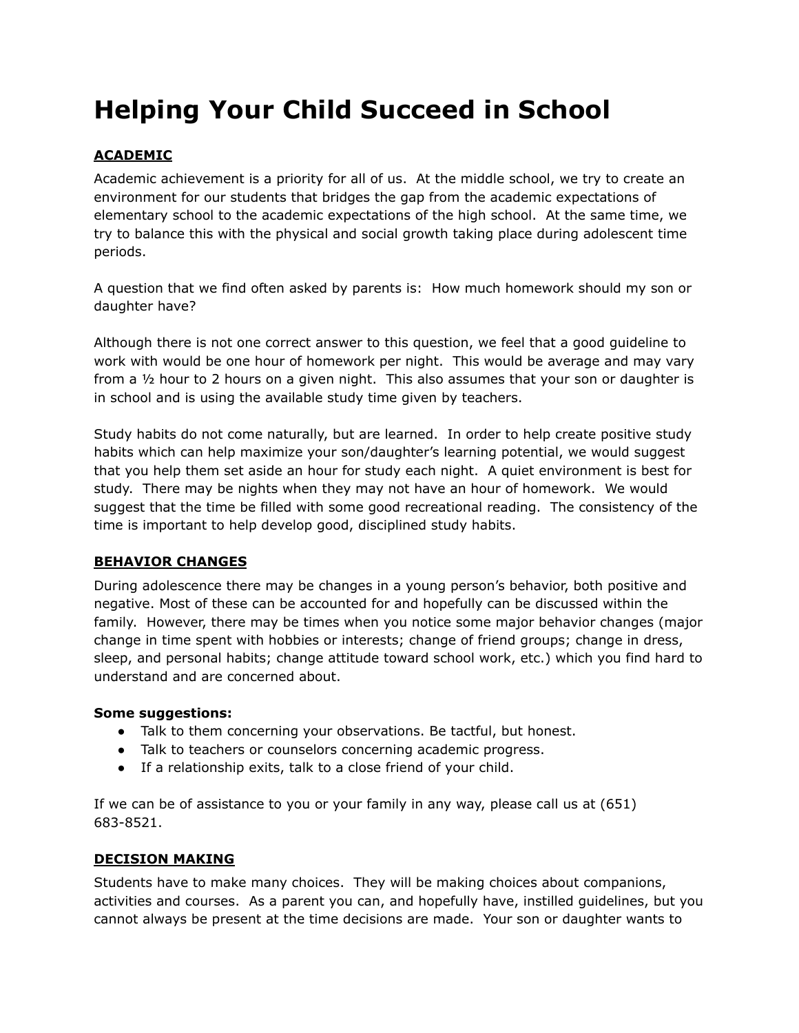# Helping Your Child Succeed in School

## ACADEMIC

Academic achievement is a priority for all of us. At the middle school, we try to create an environment for our students that bridges the gap from the academic expectations of elementary school to the academic expectations of the high school. At the same time, we try to balance this with the physical and social growth taking place during adolescent time periods.

A question that we find often asked by parents is: How much homework should my son or daughter have?

Although there is not one correct answer to this question, we feel that a good guideline to work with would be one hour of homework per night. This would be average and may vary from a ½ hour to 2 hours on a given night. This also assumes that your son or daughter is in school and is using the available study time given by teachers.

Study habits do not come naturally, but are learned. In order to help create positive study habits which can help maximize your son/daughter's learning potential, we would suggest that you help them set aside an hour for study each night. A quiet environment is best for study. There may be nights when they may not have an hour of homework. We would suggest that the time be filled with some good recreational reading. The consistency of the time is important to help develop good, disciplined study habits.

## BEHAVIOR CHANGES

During adolescence there may be changes in a young person's behavior, both positive and negative. Most of these can be accounted for and hopefully can be discussed within the family. However, there may be times when you notice some major behavior changes (major change in time spent with hobbies or interests; change of friend groups; change in dress, sleep, and personal habits; change attitude toward school work, etc.) which you find hard to understand and are concerned about.

**Some suggestions:**

- Talk to them concerning your observations. Be tactful, but honest.
- Talk to teachers or counselors concerning academic progress.
- If a relationship exits, talk to a close friend of your child.

If we can be of assistance to you or your family in any way, please call us at (651) 683-8521.

## DECISION MAKING

Students have to make many choices. They will be making choices about companions, activities and courses. As a parent you can, and hopefully have, instilled guidelines, but you cannot always be present at the time decisions are made. Your son or daughter wants to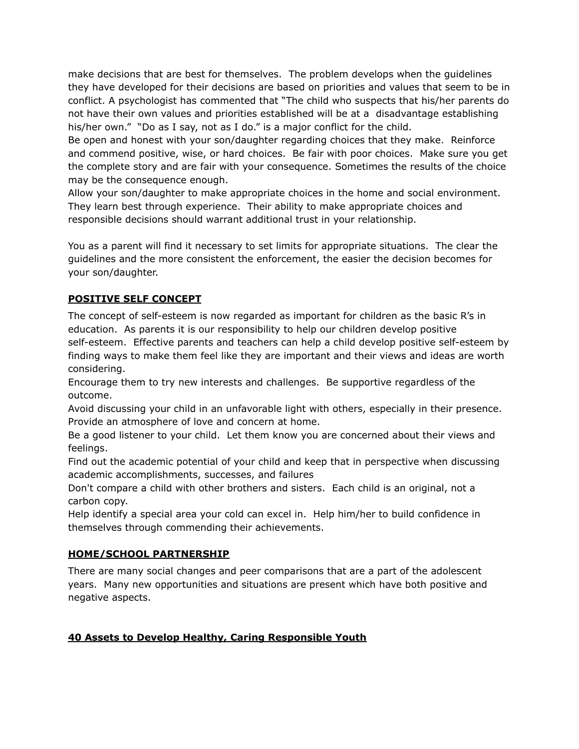make decisions that are best for themselves. The problem develops when the guidelines they have developed for their decisions are based on priorities and values that seem to be in conflict. A psychologist has commented that "The child who suspects that his/her parents do not have their own values and priorities established will be at a disadvantage establishing his/her own." "Do as I say, not as I do." is a major conflict for the child.

Be open and honest with your son/daughter regarding choices that they make. Reinforce and commend positive, wise, or hard choices. Be fair with poor choices. Make sure you get the complete story and are fair with your consequence. Sometimes the results of the choice may be the consequence enough.

Allow your son/daughter to make appropriate choices in the home and social environment. They learn best through experience. Their ability to make appropriate choices and responsible decisions should warrant additional trust in your relationship.

You as a parent will find it necessary to set limits for appropriate situations. The clear the guidelines and the more consistent the enforcement, the easier the decision becomes for your son/daughter.

## **POSITIVE SELF CONCEPT**

The concept of self-esteem is now regarded as important for children as the basic R's in education. As parents it is our responsibility to help our children develop positive self-esteem. Effective parents and teachers can help a child develop positive self-esteem by finding ways to make them feel like they are important and their views and ideas are worth considering.

Encourage them to try new interests and challenges. Be supportive regardless of the outcome.

Avoid discussing your child in an unfavorable light with others, especially in their presence.

Provide an atmosphere of love and concern at home.

Be a good listener to your child. Let them know you are concerned about their views and feelings.

Find out the academic potential of your child and keep that in perspective when discussing academic accomplishments, successes, and failures

Don't compare a child with other brothers and sisters. Each child is an original, not a carbon copy.

Help identify a special area your cold can excel in. Help him/her to build confidence in themselves through commending their achievements.

## **HOME/SCHOOL PARTNERSHIP**

There are many social changes and peer comparisons that are a part of the adolescent years. Many new opportunities and situations are present which have both positive and negative aspects.

## **40 Assets to Develop Healthy, Caring Responsible Youth**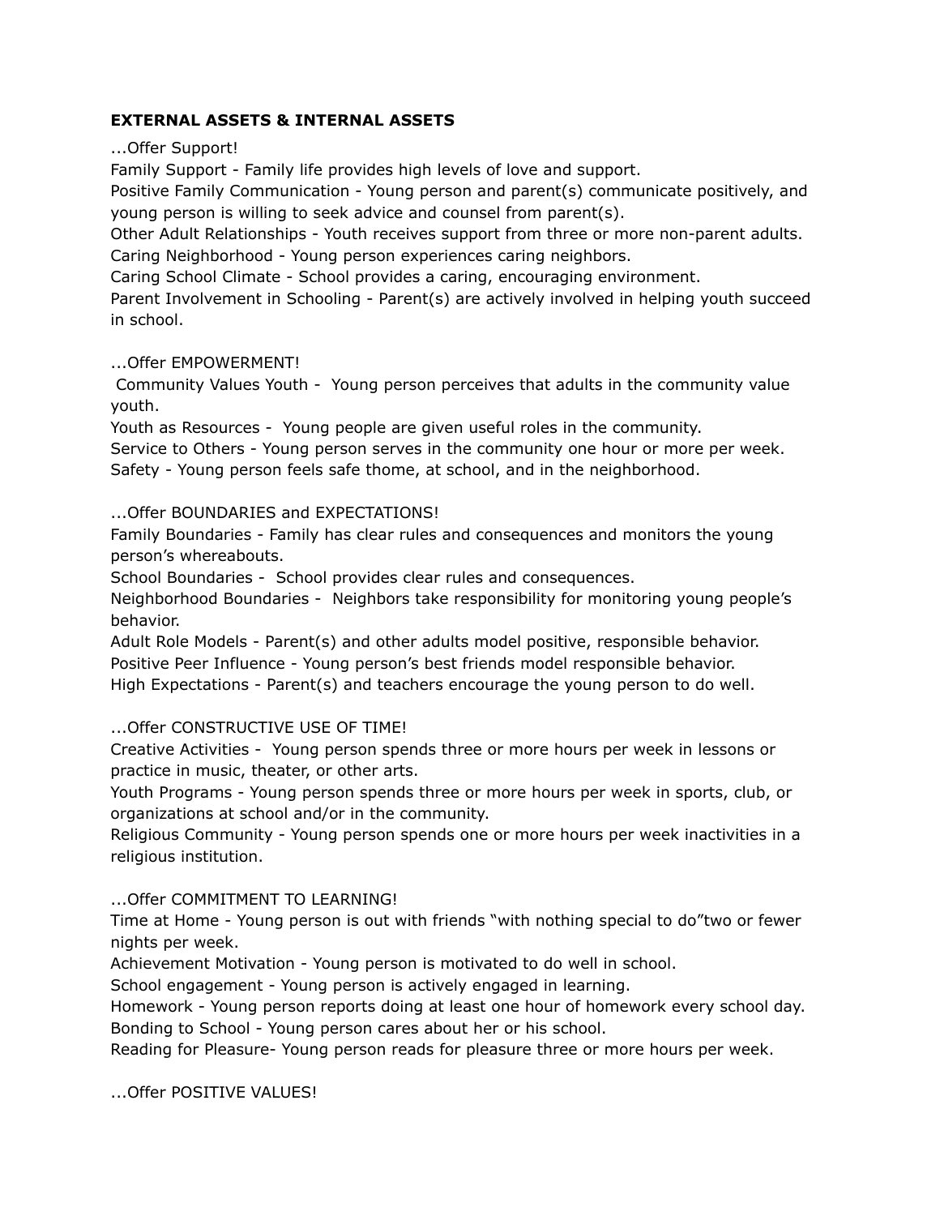**EXTERNAL ASSETS & INTERNAL ASSETS**

...Offer Support!

Family Support - Family life provides high levels of love and support.

Positive Family Communication - Young person and parent(s) communicate positively, and young person is willing to seek advice and counsel from parent(s).

Other Adult Relationships - Youth receives support from three or more non-parent adults.

Caring Neighborhood - Young person experiences caring neighbors.

Caring School Climate - School provides a caring, encouraging environment.

Parent Involvement in Schooling - Parent(s) are actively involved in helping youth succeed in school.

...Offer EMPOWERMENT!

Community Values Youth - Young person perceives that adults in the community value youth.

Youth as Resources - Young people are given useful roles in the community.

Service to Others - Young person serves in the community one hour or more per week.

Safety - Young person feels safe thome, at school, and in the neighborhood.

...Offer BOUNDARIES and EXPECTATIONS!

Family Boundaries - Family has clear rules and consequences and monitors the young person's whereabouts.

School Boundaries - School provides clear rules and consequences.

Neighborhood Boundaries - Neighbors take responsibility for monitoring young people's behavior.

Adult Role Models - Parent(s) and other adults model positive, responsible behavior.

Positive Peer Influence - Young person's best friends model responsible behavior.

High Expectations - Parent(s) and teachers encourage the young person to do well.

...Offer CONSTRUCTIVE USE OF TIME!

Creative Activities - Young person spends three or more hours per week in lessons or practice in music, theater, or other arts.

Youth Programs - Young person spends three or more hours per week in sports, club, or organizations at school and/or in the community.

Religious Community - Young person spends one or more hours per week inactivities in a religious institution.

...Offer COMMITMENT TO LEARNING!

Time at Home - Young person is out with friends "with nothing special to do"two or fewer nights per week.

Achievement Motivation - Young person is motivated to do well in school.

School engagement - Young person is actively engaged in learning.

Homework - Young person reports doing at least one hour of homework every school day.

Bonding to School - Young person cares about her or his school.

Reading for Pleasure- Young person reads for pleasure three or more hours per week.

...Offer POSITIVE VALUES!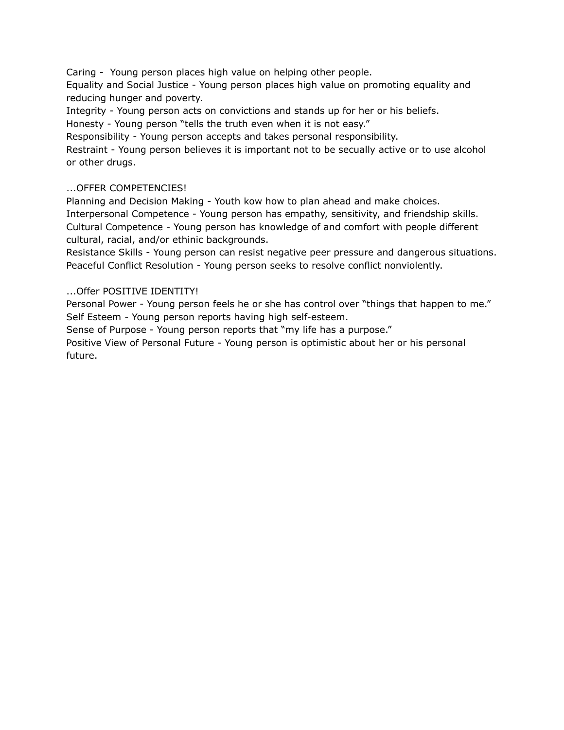Caring - Young person places high value on helping other people.
Equality and Social Justice - Young person places high value on promoting equality and reducing hunger and poverty.
Integrity - Young person acts on convictions and stands up for her or his beliefs.
Honesty - Young person “tells the truth even when it is not easy.”
Responsibility - Young person accepts and takes personal responsibility.
Restraint - Young person believes it is important not to be secually active or to use alcohol or other drugs.

...OFFER COMPETENCIES!
Planning and Decision Making - Youth kow how to plan ahead and make choices.
Interpersonal Competence - Young person has empathy, sensitivity, and friendship skills.
Cultural Competence - Young person has knowledge of and comfort with people different cultural, racial, and/or ethinic backgrounds.
Resistance Skills - Young person can resist negative peer pressure and dangerous situations.
Peaceful Conflict Resolution - Young person seeks to resolve conflict nonviolently.

...Offer POSITIVE IDENTITY!
Personal Power - Young person feels he or she has control over “things that happen to me.”
Self Esteem - Young person reports having high self-esteem.
Sense of Purpose - Young person reports that “my life has a purpose.”
Positive View of Personal Future - Young person is optimistic about her or his personal future.